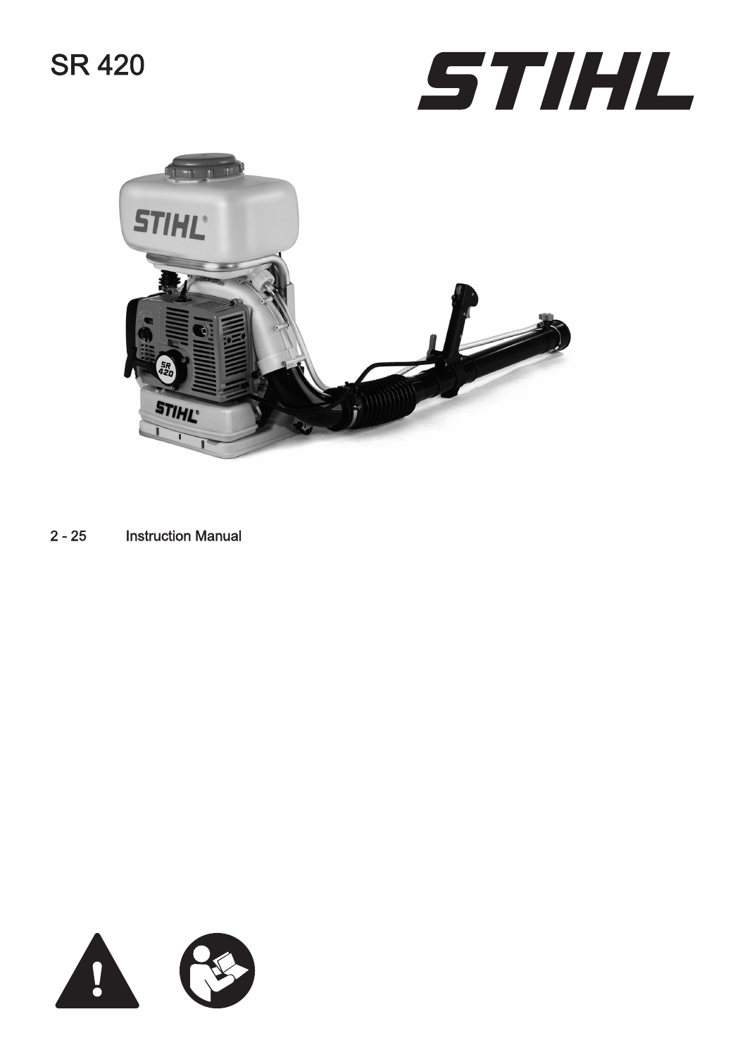# SR 420

STIHL

2 - 25 Instruction Manual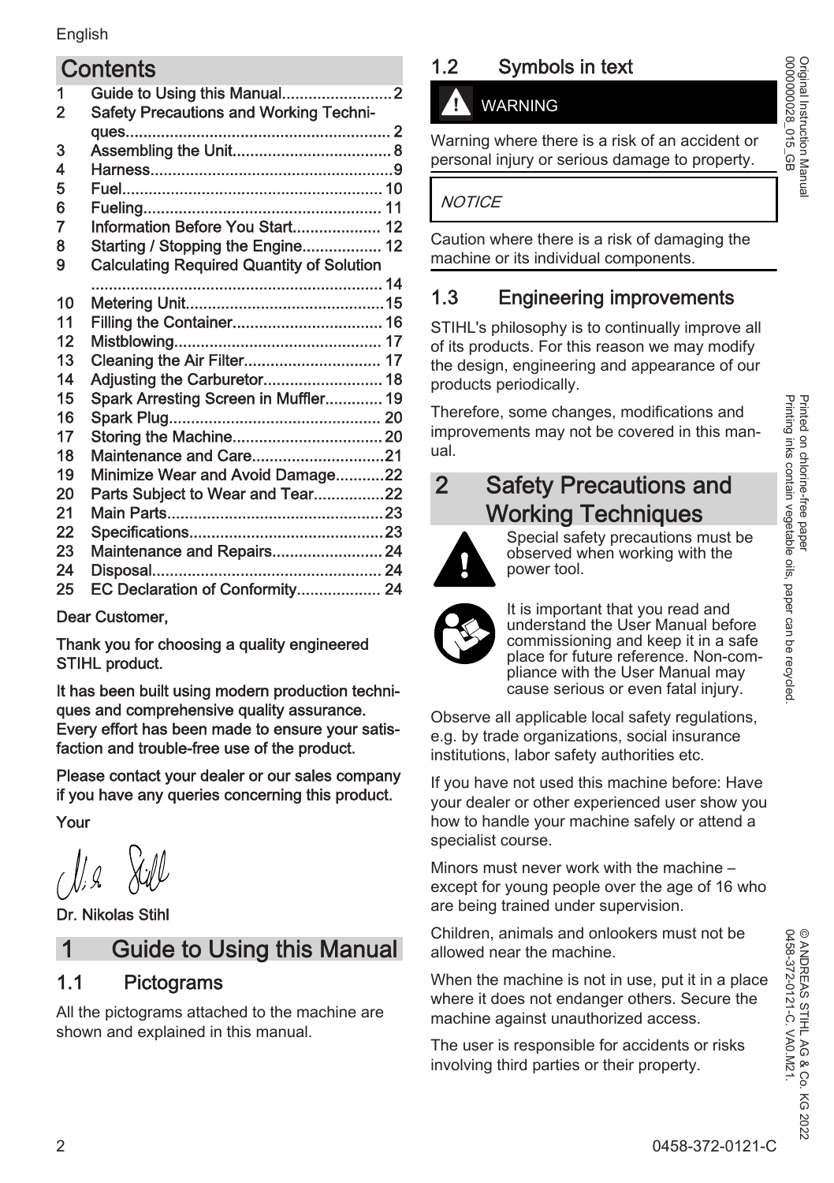# Contents

1 Guide to Using this Manual......................... 2
2 Safety Precautions and Working Techniques........................................................... 2
3 Assembling the Unit.................................... 8
4 Harness......................................................9
5 Fuel.......................................................... 10
6 Fueling..................................................... 11
7 Information Before You Start.................... 12
8 Starting / Stopping the Engine.................. 12
9 Calculating Required Quantity of Solution ................................................................. 14
10 Metering Unit............................................15
11 Filling the Container.................................. 16
12 Mistblowing.............................................. 17
13 Cleaning the Air Filter............................... 17
14 Adjusting the Carburetor........................... 18
15 Spark Arresting Screen in Muffler............. 19
16 Spark Plug................................................ 20
17 Storing the Machine.................................. 20
18 Maintenance and Care.............................21
19 Minimize Wear and Avoid Damage...........22
20 Parts Subject to Wear and Tear................22
21 Main Parts.................................................23
22 Specifications............................................23
23 Maintenance and Repairs......................... 24
24 Disposal................................................... 24
25 EC Declaration of Conformity................... 24

**Dear Customer,**

**Thank you for choosing a quality engineered STIHL product.**

**It has been built using modern production techniques and comprehensive quality assurance. Every effort has been made to ensure your satisfaction and trouble-free use of the product.**

**Please contact your dealer or our sales company if you have any queries concerning this product.**

**Your**

**Dr. Nikolas Stihl**

# 1 Guide to Using this Manual

## 1.1 Pictograms

All the pictograms attached to the machine are shown and explained in this manual.

## 1.2 Symbols in text

**WARNING**

Warning where there is a risk of an accident or personal injury or serious damage to property.

*NOTICE*

Caution where there is a risk of damaging the machine or its individual components.

## 1.3 Engineering improvements

STIHL's philosophy is to continually improve all of its products. For this reason we may modify the design, engineering and appearance of our products periodically.

Therefore, some changes, modifications and improvements may not be covered in this manual.

# 2 Safety Precautions and Working Techniques

Special safety precautions must be observed when working with the power tool.

It is important that you read and understand the User Manual before commissioning and keep it in a safe place for future reference. Non-compliance with the User Manual may cause serious or even fatal injury.

Observe all applicable local safety regulations, e.g. by trade organizations, social insurance institutions, labor safety authorities etc.

If you have not used this machine before: Have your dealer or other experienced user show you how to handle your machine safely or attend a specialist course.

Minors must never work with the machine – except for young people over the age of 16 who are being trained under supervision.

Children, animals and onlookers must not be allowed near the machine.

When the machine is not in use, put it in a place where it does not endanger others. Secure the machine against unauthorized access.

The user is responsible for accidents or risks involving third parties or their property.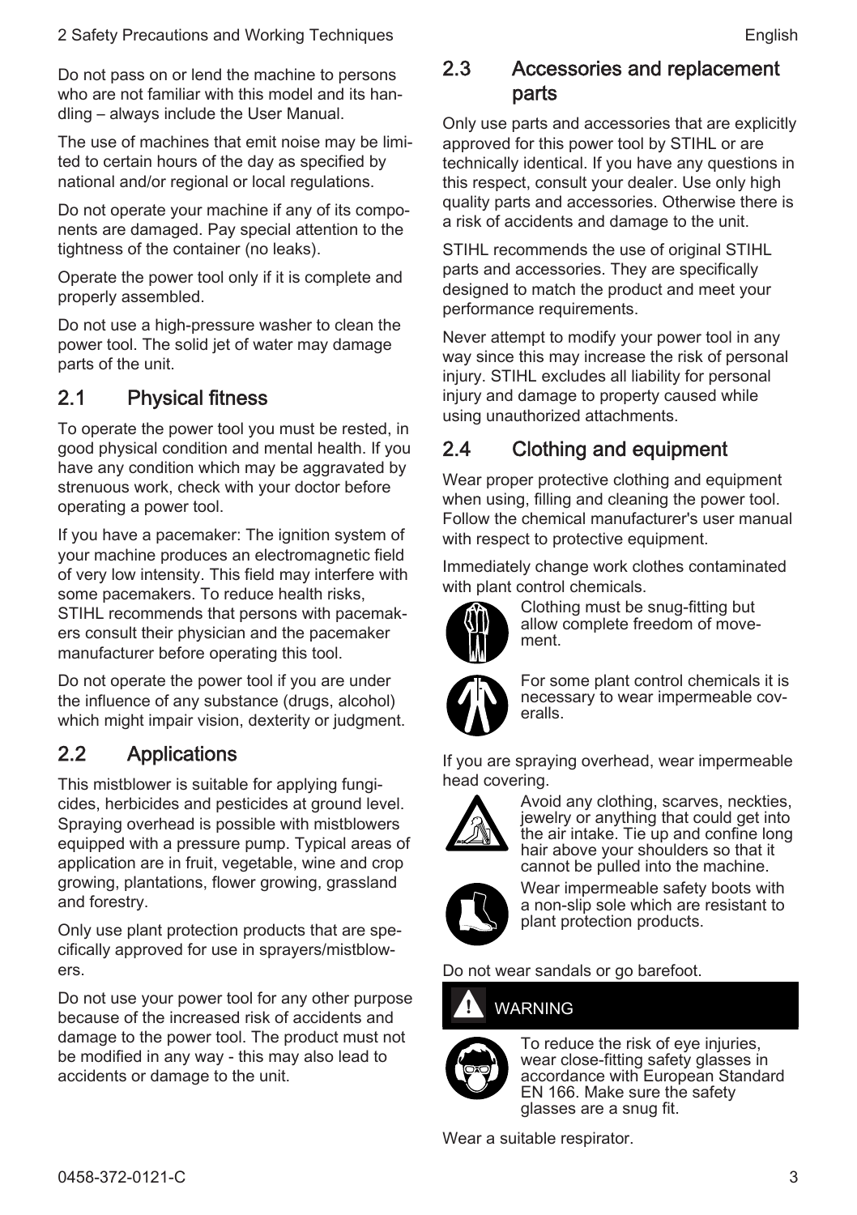Do not pass on or lend the machine to persons who are not familiar with this model and its handling – always include the User Manual.

The use of machines that emit noise may be limited to certain hours of the day as specified by national and/or regional or local regulations.

Do not operate your machine if any of its components are damaged. Pay special attention to the tightness of the container (no leaks).

Operate the power tool only if it is complete and properly assembled.

Do not use a high-pressure washer to clean the power tool. The solid jet of water may damage parts of the unit.

## 2.1 Physical fitness

To operate the power tool you must be rested, in good physical condition and mental health. If you have any condition which may be aggravated by strenuous work, check with your doctor before operating a power tool.

If you have a pacemaker: The ignition system of your machine produces an electromagnetic field of very low intensity. This field may interfere with some pacemakers. To reduce health risks, STIHL recommends that persons with pacemakers consult their physician and the pacemaker manufacturer before operating this tool.

Do not operate the power tool if you are under the influence of any substance (drugs, alcohol) which might impair vision, dexterity or judgment.

## 2.2 Applications

This mistblower is suitable for applying fungicides, herbicides and pesticides at ground level. Spraying overhead is possible with mistblowers equipped with a pressure pump. Typical areas of application are in fruit, vegetable, wine and crop growing, plantations, flower growing, grassland and forestry.

Only use plant protection products that are specifically approved for use in sprayers/mistblowers.

Do not use your power tool for any other purpose because of the increased risk of accidents and damage to the power tool. The product must not be modified in any way - this may also lead to accidents or damage to the unit.

## 2.3 Accessories and replacement parts

Only use parts and accessories that are explicitly approved for this power tool by STIHL or are technically identical. If you have any questions in this respect, consult your dealer. Use only high quality parts and accessories. Otherwise there is a risk of accidents and damage to the unit.

STIHL recommends the use of original STIHL parts and accessories. They are specifically designed to match the product and meet your performance requirements.

Never attempt to modify your power tool in any way since this may increase the risk of personal injury. STIHL excludes all liability for personal injury and damage to property caused while using unauthorized attachments.

## 2.4 Clothing and equipment

Wear proper protective clothing and equipment when using, filling and cleaning the power tool. Follow the chemical manufacturer's user manual with respect to protective equipment.

Immediately change work clothes contaminated with plant control chemicals.

Clothing must be snug-fitting but allow complete freedom of movement.

For some plant control chemicals it is necessary to wear impermeable coveralls.

If you are spraying overhead, wear impermeable head covering.

Avoid any clothing, scarves, neckties, jewelry or anything that could get into the air intake. Tie up and confine long hair above your shoulders so that it cannot be pulled into the machine.

Wear impermeable safety boots with a non-slip sole which are resistant to plant protection products.

Do not wear sandals or go barefoot.

**WARNING**

To reduce the risk of eye injuries, wear close-fitting safety glasses in accordance with European Standard EN 166. Make sure the safety glasses are a snug fit.

Wear a suitable respirator.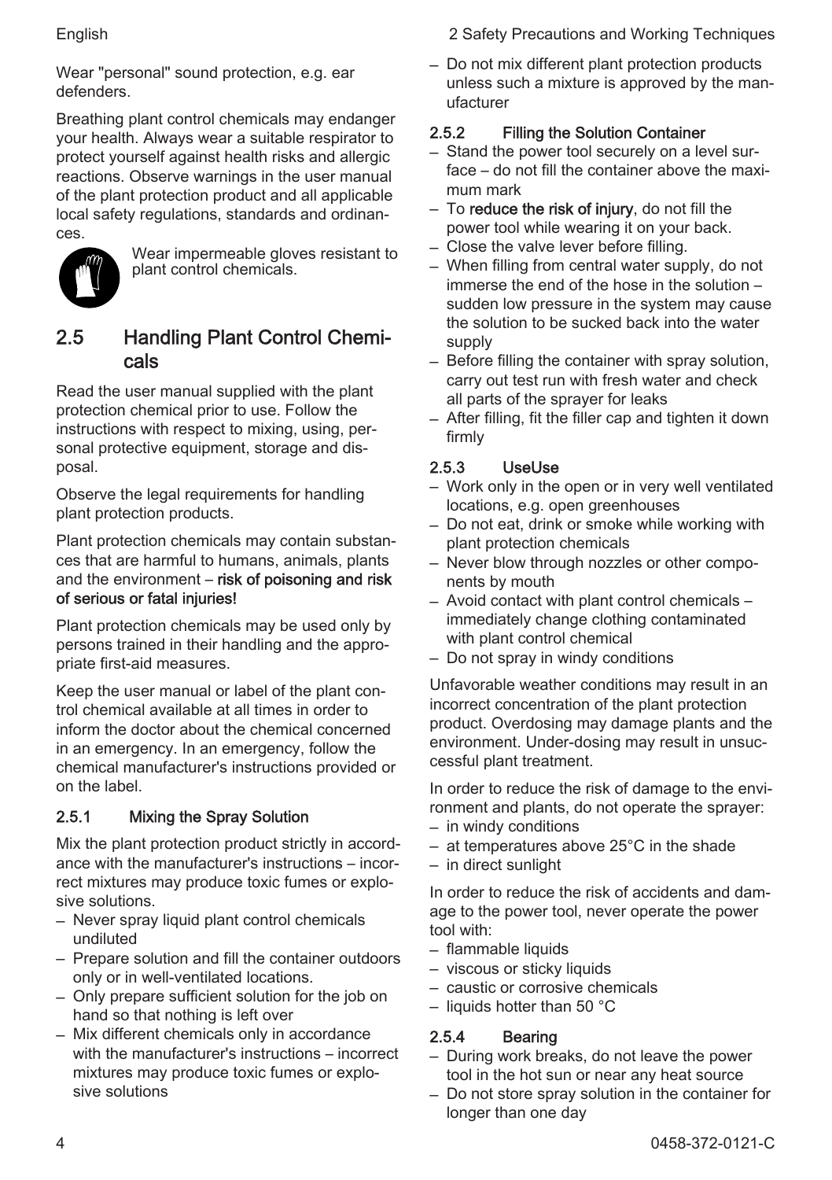Wear "personal" sound protection, e.g. ear defenders.

Breathing plant control chemicals may endanger your health. Always wear a suitable respirator to protect yourself against health risks and allergic reactions. Observe warnings in the user manual of the plant protection product and all applicable local safety regulations, standards and ordinances.

Wear impermeable gloves resistant to plant control chemicals.

## 2.5 Handling Plant Control Chemicals

Read the user manual supplied with the plant protection chemical prior to use. Follow the instructions with respect to mixing, using, personal protective equipment, storage and disposal.

Observe the legal requirements for handling plant protection products.

Plant protection chemicals may contain substances that are harmful to humans, animals, plants and the environment – **risk of poisoning and risk of serious or fatal injuries!**

Plant protection chemicals may be used only by persons trained in their handling and the appropriate first-aid measures.

Keep the user manual or label of the plant control chemical available at all times in order to inform the doctor about the chemical concerned in an emergency. In an emergency, follow the chemical manufacturer's instructions provided or on the label.

### 2.5.1 Mixing the Spray Solution

Mix the plant protection product strictly in accordance with the manufacturer's instructions – incorrect mixtures may produce toxic fumes or explosive solutions.

- Never spray liquid plant control chemicals undiluted
- Prepare solution and fill the container outdoors only or in well-ventilated locations.
- Only prepare sufficient solution for the job on hand so that nothing is left over
- Mix different chemicals only in accordance with the manufacturer's instructions – incorrect mixtures may produce toxic fumes or explosive solutions
- Do not mix different plant protection products unless such a mixture is approved by the manufacturer

### 2.5.2 Filling the Solution Container

- Stand the power tool securely on a level surface – do not fill the container above the maximum mark
- To **reduce the risk of injury**, do not fill the power tool while wearing it on your back.
- Close the valve lever before filling.
- When filling from central water supply, do not immerse the end of the hose in the solution – sudden low pressure in the system may cause the solution to be sucked back into the water supply
- Before filling the container with spray solution, carry out test run with fresh water and check all parts of the sprayer for leaks
- After filling, fit the filler cap and tighten it down firmly

### 2.5.3 UseUse

- Work only in the open or in very well ventilated locations, e.g. open greenhouses
- Do not eat, drink or smoke while working with plant protection chemicals
- Never blow through nozzles or other components by mouth
- Avoid contact with plant control chemicals – immediately change clothing contaminated with plant control chemical
- Do not spray in windy conditions

Unfavorable weather conditions may result in an incorrect concentration of the plant protection product. Overdosing may damage plants and the environment. Under-dosing may result in unsuccessful plant treatment.

In order to reduce the risk of damage to the environment and plants, do not operate the sprayer:

- in windy conditions
- at temperatures above 25°C in the shade
- in direct sunlight

In order to reduce the risk of accidents and damage to the power tool, never operate the power tool with:

- flammable liquids
- viscous or sticky liquids
- caustic or corrosive chemicals
- liquids hotter than 50 °C

### 2.5.4 Bearing

- During work breaks, do not leave the power tool in the hot sun or near any heat source
- Do not store spray solution in the container for longer than one day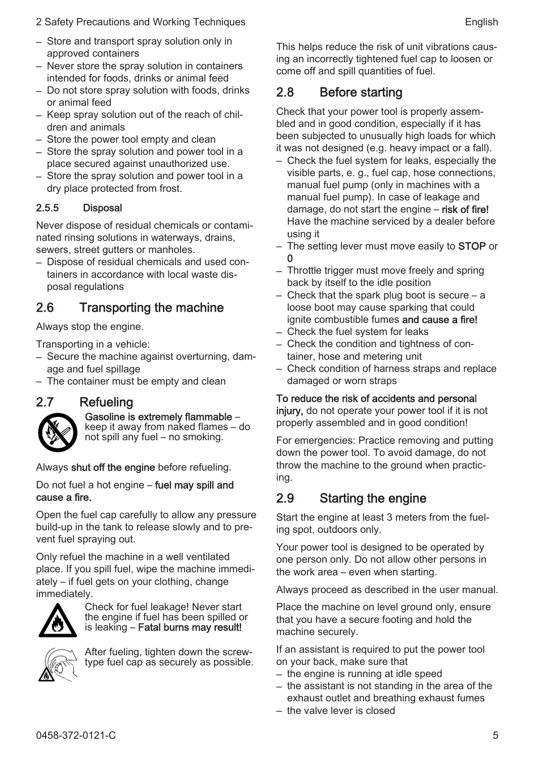– Store and transport spray solution only in approved containers
– Never store the spray solution in containers intended for foods, drinks or animal feed
– Do not store spray solution with foods, drinks or animal feed
– Keep spray solution out of the reach of children and animals
– Store the power tool empty and clean
– Store the spray solution and power tool in a place secured against unauthorized use.
– Store the spray solution and power tool in a dry place protected from frost.

#### 2.5.5 Disposal

Never dispose of residual chemicals or contaminated rinsing solutions in waterways, drains, sewers, street gutters or manholes.

– Dispose of residual chemicals and used containers in accordance with local waste disposal regulations

## 2.6 Transporting the machine

Always stop the engine.

Transporting in a vehicle:

– Secure the machine against overturning, damage and fuel spillage
– The container must be empty and clean

## 2.7 Refueling

**Gasoline is extremely flammable** – keep it away from naked flames – do not spill any fuel – no smoking.

Always **shut off the engine** before refueling.

Do not fuel a hot engine – **fuel may spill and cause a fire.**

Open the fuel cap carefully to allow any pressure build-up in the tank to release slowly and to prevent fuel spraying out.

Only refuel the machine in a well ventilated place. If you spill fuel, wipe the machine immediately – if fuel gets on your clothing, change immediately.

Check for fuel leakage! Never start the engine if fuel has been spilled or is leaking – **Fatal burns may result!**

After fueling, tighten down the screw-type fuel cap as securely as possible.

This helps reduce the risk of unit vibrations causing an incorrectly tightened fuel cap to loosen or come off and spill quantities of fuel.

## 2.8 Before starting

Check that your power tool is properly assembled and in good condition, especially if it has been subjected to unusually high loads for which it was not designed (e.g. heavy impact or a fall).

– Check the fuel system for leaks, especially the visible parts, e. g., fuel cap, hose connections, manual fuel pump (only in machines with a manual fuel pump). In case of leakage and damage, do not start the engine – **risk of fire!** Have the machine serviced by a dealer before using it
– The setting lever must move easily to **STOP** or **0**
– Throttle trigger must move freely and spring back by itself to the idle position
– Check that the spark plug boot is secure – a loose boot may cause sparking that could ignite combustible fumes **and cause a fire!**
– Check the fuel system for leaks
– Check the condition and tightness of container, hose and metering unit
– Check condition of harness straps and replace damaged or worn straps

**To reduce the risk of accidents and personal injury,** do not operate your power tool if it is not properly assembled and in good condition!

For emergencies: Practice removing and putting down the power tool. To avoid damage, do not throw the machine to the ground when practicing.

## 2.9 Starting the engine

Start the engine at least 3 meters from the fueling spot, outdoors only.

Your power tool is designed to be operated by one person only. Do not allow other persons in the work area – even when starting.

Always proceed as described in the user manual.

Place the machine on level ground only, ensure that you have a secure footing and hold the machine securely.

If an assistant is required to put the power tool on your back, make sure that

– the engine is running at idle speed
– the assistant is not standing in the area of the exhaust outlet and breathing exhaust fumes
– the valve lever is closed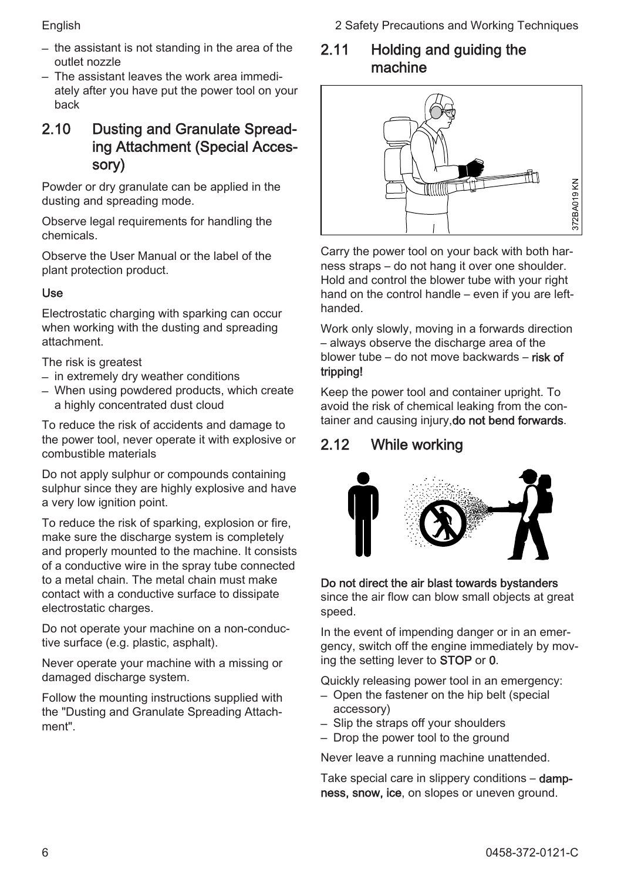- the assistant is not standing in the area of the outlet nozzle
- The assistant leaves the work area immediately after you have put the power tool on your back

## 2.10 Dusting and Granulate Spreading Attachment (Special Accessory)

Powder or dry granulate can be applied in the dusting and spreading mode.

Observe legal requirements for handling the chemicals.

Observe the User Manual or the label of the plant protection product.

### Use

Electrostatic charging with sparking can occur when working with the dusting and spreading attachment.

The risk is greatest

- in extremely dry weather conditions
- When using powdered products, which create a highly concentrated dust cloud

To reduce the risk of accidents and damage to the power tool, never operate it with explosive or combustible materials

Do not apply sulphur or compounds containing sulphur since they are highly explosive and have a very low ignition point.

To reduce the risk of sparking, explosion or fire, make sure the discharge system is completely and properly mounted to the machine. It consists of a conductive wire in the spray tube connected to a metal chain. The metal chain must make contact with a conductive surface to dissipate electrostatic charges.

Do not operate your machine on a non-conductive surface (e.g. plastic, asphalt).

Never operate your machine with a missing or damaged discharge system.

Follow the mounting instructions supplied with the "Dusting and Granulate Spreading Attachment".

## 2.11 Holding and guiding the machine

372BA019 KN

Carry the power tool on your back with both harness straps – do not hang it over one shoulder. Hold and control the blower tube with your right hand on the control handle – even if you are left-handed.

Work only slowly, moving in a forwards direction – always observe the discharge area of the blower tube – do not move backwards – **risk of tripping!**

Keep the power tool and container upright. To avoid the risk of chemical leaking from the container and causing injury,**do not bend forwards**.

## 2.12 While working

**Do not direct the air blast towards bystanders** since the air flow can blow small objects at great speed.

In the event of impending danger or in an emergency, switch off the engine immediately by moving the setting lever to **STOP** or **0**.

Quickly releasing power tool in an emergency:

- Open the fastener on the hip belt (special accessory)
- Slip the straps off your shoulders
- Drop the power tool to the ground

Never leave a running machine unattended.

Take special care in slippery conditions – **dampness, snow, ice**, on slopes or uneven ground.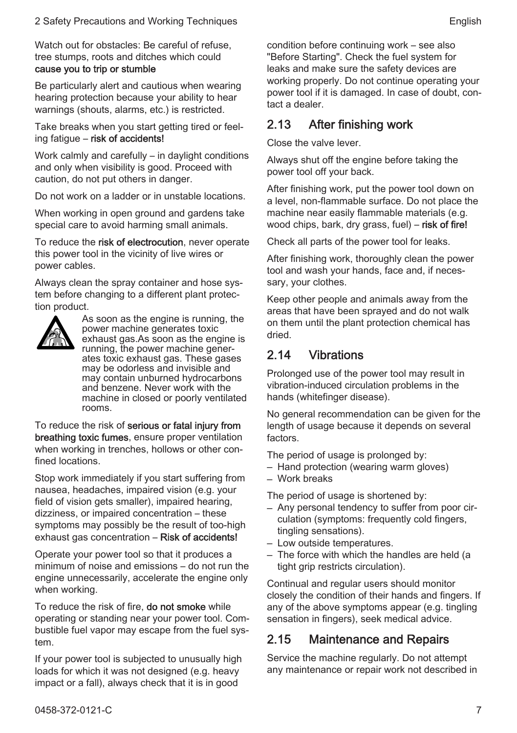Watch out for obstacles: Be careful of refuse, tree stumps, roots and ditches which could **cause you to trip or stumble**

Be particularly alert and cautious when wearing hearing protection because your ability to hear warnings (shouts, alarms, etc.) is restricted.

Take breaks when you start getting tired or feeling fatigue – **risk of accidents!**

Work calmly and carefully – in daylight conditions and only when visibility is good. Proceed with caution, do not put others in danger.

Do not work on a ladder or in unstable locations.

When working in open ground and gardens take special care to avoid harming small animals.

To reduce the **risk of electrocution**, never operate this power tool in the vicinity of live wires or power cables.

Always clean the spray container and hose system before changing to a different plant protection product.

As soon as the engine is running, the power machine generates toxic exhaust gas.As soon as the engine is running, the power machine generates toxic exhaust gas. These gases may be odorless and invisible and may contain unburned hydrocarbons and benzene. Never work with the machine in closed or poorly ventilated rooms.

To reduce the risk of **serious or fatal injury from breathing toxic fumes**, ensure proper ventilation when working in trenches, hollows or other confined locations.

Stop work immediately if you start suffering from nausea, headaches, impaired vision (e.g. your field of vision gets smaller), impaired hearing, dizziness, or impaired concentration – these symptoms may possibly be the result of too-high exhaust gas concentration – **Risk of accidents!**

Operate your power tool so that it produces a minimum of noise and emissions – do not run the engine unnecessarily, accelerate the engine only when working.

To reduce the risk of fire, **do not smoke** while operating or standing near your power tool. Combustible fuel vapor may escape from the fuel system.

If your power tool is subjected to unusually high loads for which it was not designed (e.g. heavy impact or a fall), always check that it is in good condition before continuing work – see also "Before Starting". Check the fuel system for leaks and make sure the safety devices are working properly. Do not continue operating your power tool if it is damaged. In case of doubt, contact a dealer.

## 2.13 After finishing work

Close the valve lever.

Always shut off the engine before taking the power tool off your back.

After finishing work, put the power tool down on a level, non-flammable surface. Do not place the machine near easily flammable materials (e.g. wood chips, bark, dry grass, fuel) – **risk of fire!**

Check all parts of the power tool for leaks.

After finishing work, thoroughly clean the power tool and wash your hands, face and, if necessary, your clothes.

Keep other people and animals away from the areas that have been sprayed and do not walk on them until the plant protection chemical has dried.

## 2.14 Vibrations

Prolonged use of the power tool may result in vibration-induced circulation problems in the hands (whitefinger disease).

No general recommendation can be given for the length of usage because it depends on several factors.

The period of usage is prolonged by:

- Hand protection (wearing warm gloves)
- Work breaks

The period of usage is shortened by:

- Any personal tendency to suffer from poor circulation (symptoms: frequently cold fingers, tingling sensations).
- Low outside temperatures.
- The force with which the handles are held (a tight grip restricts circulation).

Continual and regular users should monitor closely the condition of their hands and fingers. If any of the above symptoms appear (e.g. tingling sensation in fingers), seek medical advice.

## 2.15 Maintenance and Repairs

Service the machine regularly. Do not attempt any maintenance or repair work not described in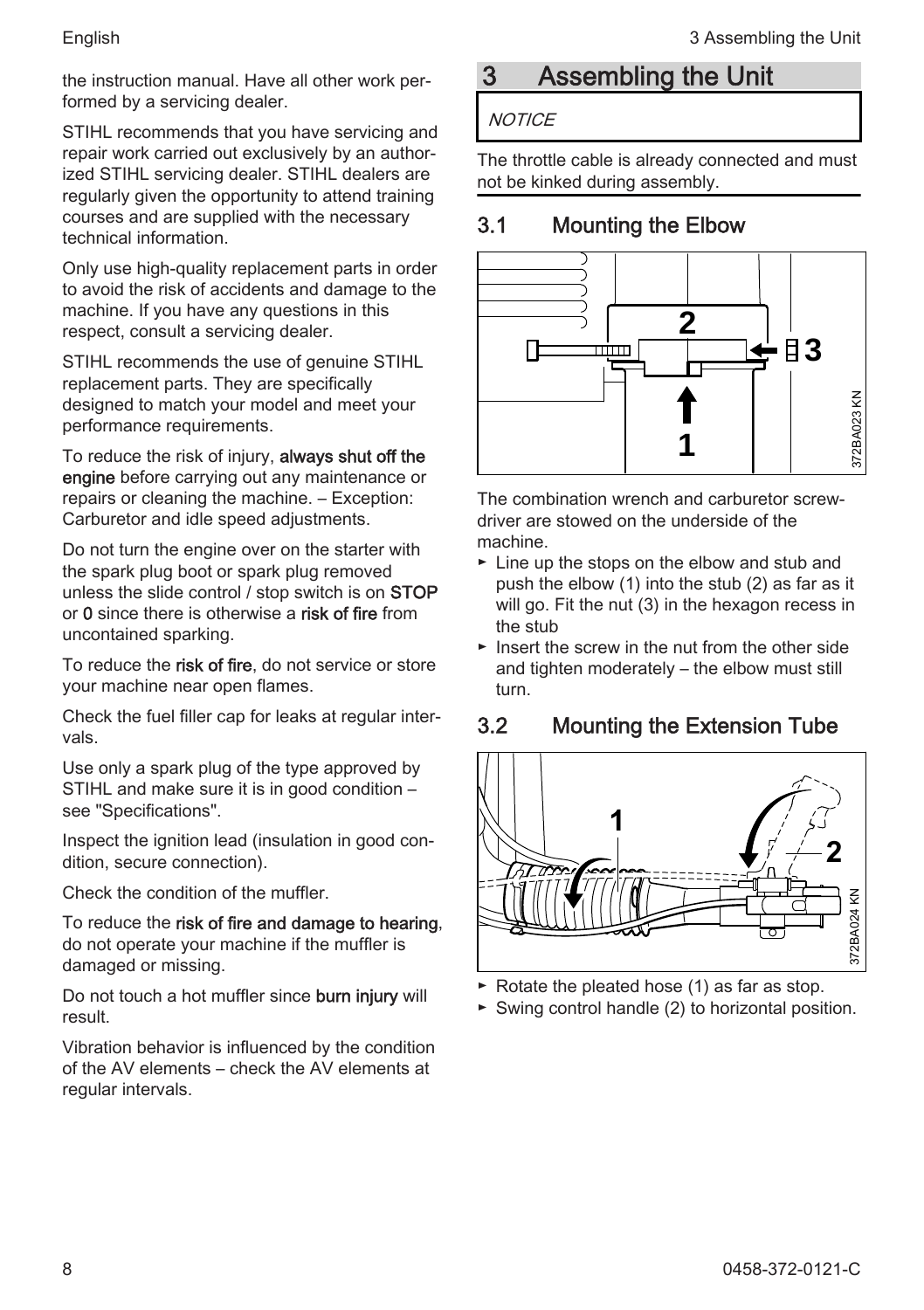the instruction manual. Have all other work performed by a servicing dealer.

STIHL recommends that you have servicing and repair work carried out exclusively by an authorized STIHL servicing dealer. STIHL dealers are regularly given the opportunity to attend training courses and are supplied with the necessary technical information.

Only use high-quality replacement parts in order to avoid the risk of accidents and damage to the machine. If you have any questions in this respect, consult a servicing dealer.

STIHL recommends the use of genuine STIHL replacement parts. They are specifically designed to match your model and meet your performance requirements.

To reduce the risk of injury, **always shut off the engine** before carrying out any maintenance or repairs or cleaning the machine. – Exception: Carburetor and idle speed adjustments.

Do not turn the engine over on the starter with the spark plug boot or spark plug removed unless the slide control / stop switch is on **STOP** or **0** since there is otherwise a **risk of fire** from uncontained sparking.

To reduce the **risk of fire**, do not service or store your machine near open flames.

Check the fuel filler cap for leaks at regular intervals.

Use only a spark plug of the type approved by STIHL and make sure it is in good condition – see "Specifications".

Inspect the ignition lead (insulation in good condition, secure connection).

Check the condition of the muffler.

To reduce the **risk of fire and damage to hearing**, do not operate your machine if the muffler is damaged or missing.

Do not touch a hot muffler since **burn injury** will result.

Vibration behavior is influenced by the condition of the AV elements – check the AV elements at regular intervals.

# 3 Assembling the Unit

*NOTICE*

The throttle cable is already connected and must not be kinked during assembly.

## 3.1 Mounting the Elbow

The combination wrench and carburetor screwdriver are stowed on the underside of the machine.

- Line up the stops on the elbow and stub and push the elbow (1) into the stub (2) as far as it will go. Fit the nut (3) in the hexagon recess in the stub
- Insert the screw in the nut from the other side and tighten moderately – the elbow must still turn.

## 3.2 Mounting the Extension Tube

- Rotate the pleated hose (1) as far as stop.
- Swing control handle (2) to horizontal position.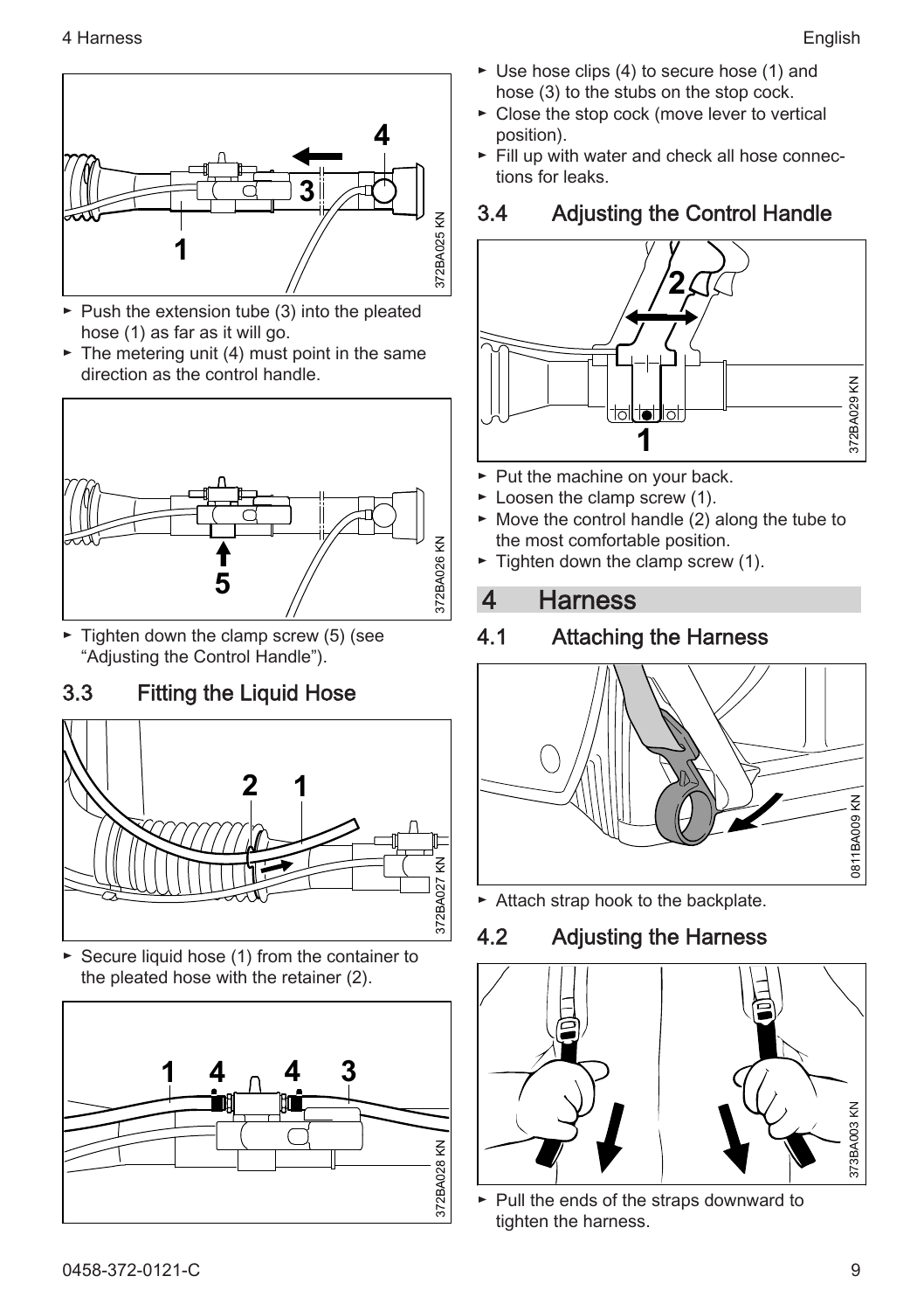- Push the extension tube (3) into the pleated hose (1) as far as it will go.
- The metering unit (4) must point in the same direction as the control handle.

- Tighten down the clamp screw (5) (see "Adjusting the Control Handle").

### 3.3 Fitting the Liquid Hose

- Secure liquid hose (1) from the container to the pleated hose with the retainer (2).

- Use hose clips (4) to secure hose (1) and hose (3) to the stubs on the stop cock.
- Close the stop cock (move lever to vertical position).
- Fill up with water and check all hose connections for leaks.

### 3.4 Adjusting the Control Handle

- Put the machine on your back.
- Loosen the clamp screw (1).
- Move the control handle (2) along the tube to the most comfortable position.
- Tighten down the clamp screw (1).

## 4 Harness

### 4.1 Attaching the Harness

- Attach strap hook to the backplate.

### 4.2 Adjusting the Harness

- Pull the ends of the straps downward to tighten the harness.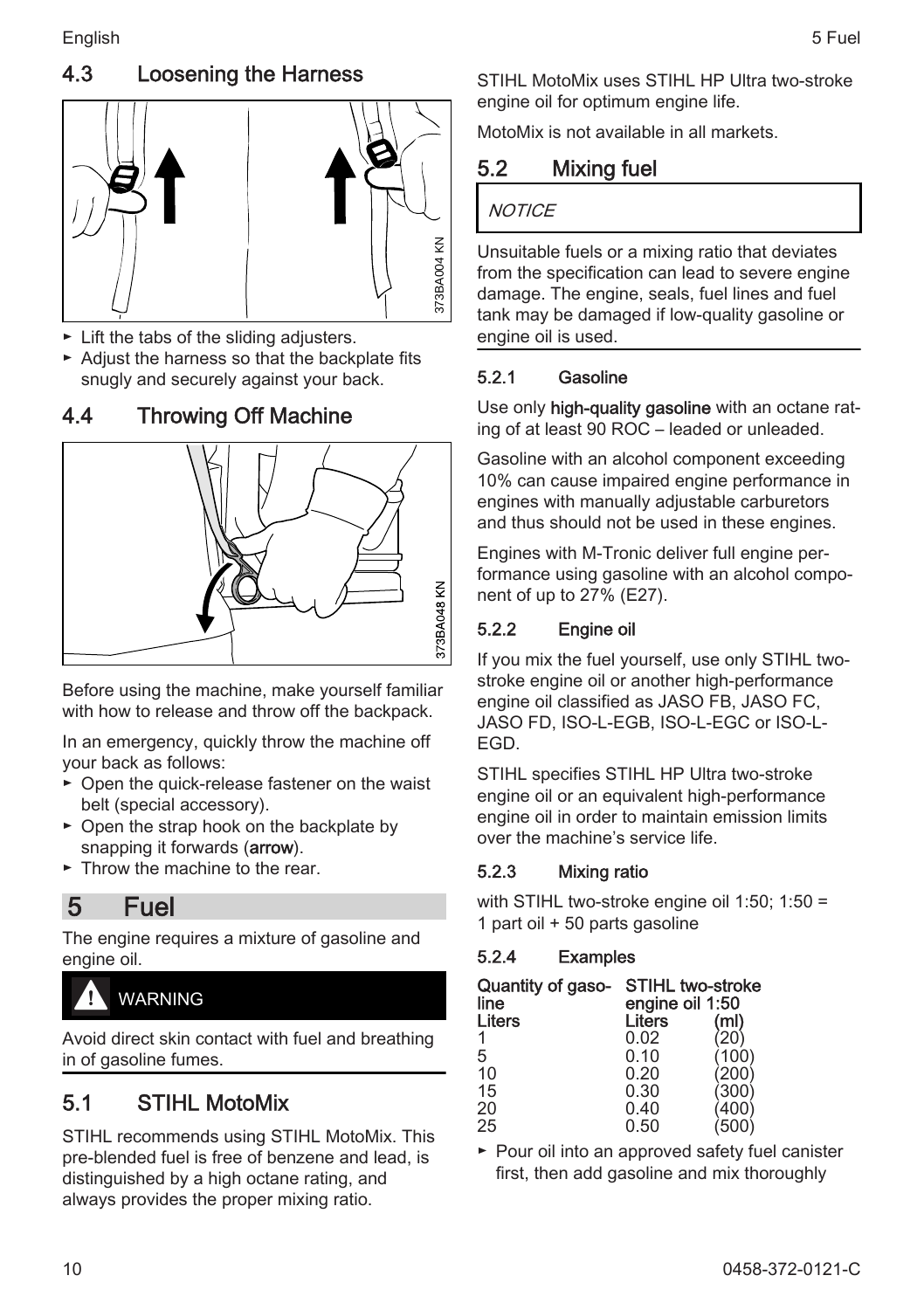## 4.3 Loosening the Harness

- Lift the tabs of the sliding adjusters.
- Adjust the harness so that the backplate fits snugly and securely against your back.

## 4.4 Throwing Off Machine

Before using the machine, make yourself familiar with how to release and throw off the backpack.

In an emergency, quickly throw the machine off your back as follows:

- Open the quick-release fastener on the waist belt (special accessory).
- Open the strap hook on the backplate by snapping it forwards (**arrow**).
- Throw the machine to the rear.

# 5 Fuel

The engine requires a mixture of gasoline and engine oil.

**WARNING**

Avoid direct skin contact with fuel and breathing in of gasoline fumes.

## 5.1 STIHL MotoMix

STIHL recommends using STIHL MotoMix. This pre-blended fuel is free of benzene and lead, is distinguished by a high octane rating, and always provides the proper mixing ratio.

STIHL MotoMix uses STIHL HP Ultra two-stroke engine oil for optimum engine life.

MotoMix is not available in all markets.

## 5.2 Mixing fuel

*NOTICE*

Unsuitable fuels or a mixing ratio that deviates from the specification can lead to severe engine damage. The engine, seals, fuel lines and fuel tank may be damaged if low-quality gasoline or engine oil is used.

### 5.2.1 Gasoline

Use only **high-quality gasoline** with an octane rating of at least 90 ROC – leaded or unleaded.

Gasoline with an alcohol component exceeding 10% can cause impaired engine performance in engines with manually adjustable carburetors and thus should not be used in these engines.

Engines with M-Tronic deliver full engine performance using gasoline with an alcohol component of up to 27% (E27).

### 5.2.2 Engine oil

If you mix the fuel yourself, use only STIHL two-stroke engine oil or another high-performance engine oil classified as JASO FB, JASO FC, JASO FD, ISO-L-EGB, ISO-L-EGC or ISO-L-EGD.

STIHL specifies STIHL HP Ultra two-stroke engine oil or an equivalent high-performance engine oil in order to maintain emission limits over the machine's service life.

### 5.2.3 Mixing ratio

with STIHL two-stroke engine oil 1:50; 1:50 = 1 part oil + 50 parts gasoline

### 5.2.4 Examples

| Quantity of gasoline | STIHL two-stroke engine oil 1:50 | |
|---|---|---|
| Liters | Liters | (ml) |
| 1 | 0.02 | (20) |
| 5 | 0.10 | (100) |
| 10 | 0.20 | (200) |
| 15 | 0.30 | (300) |
| 20 | 0.40 | (400) |
| 25 | 0.50 | (500) |

- Pour oil into an approved safety fuel canister first, then add gasoline and mix thoroughly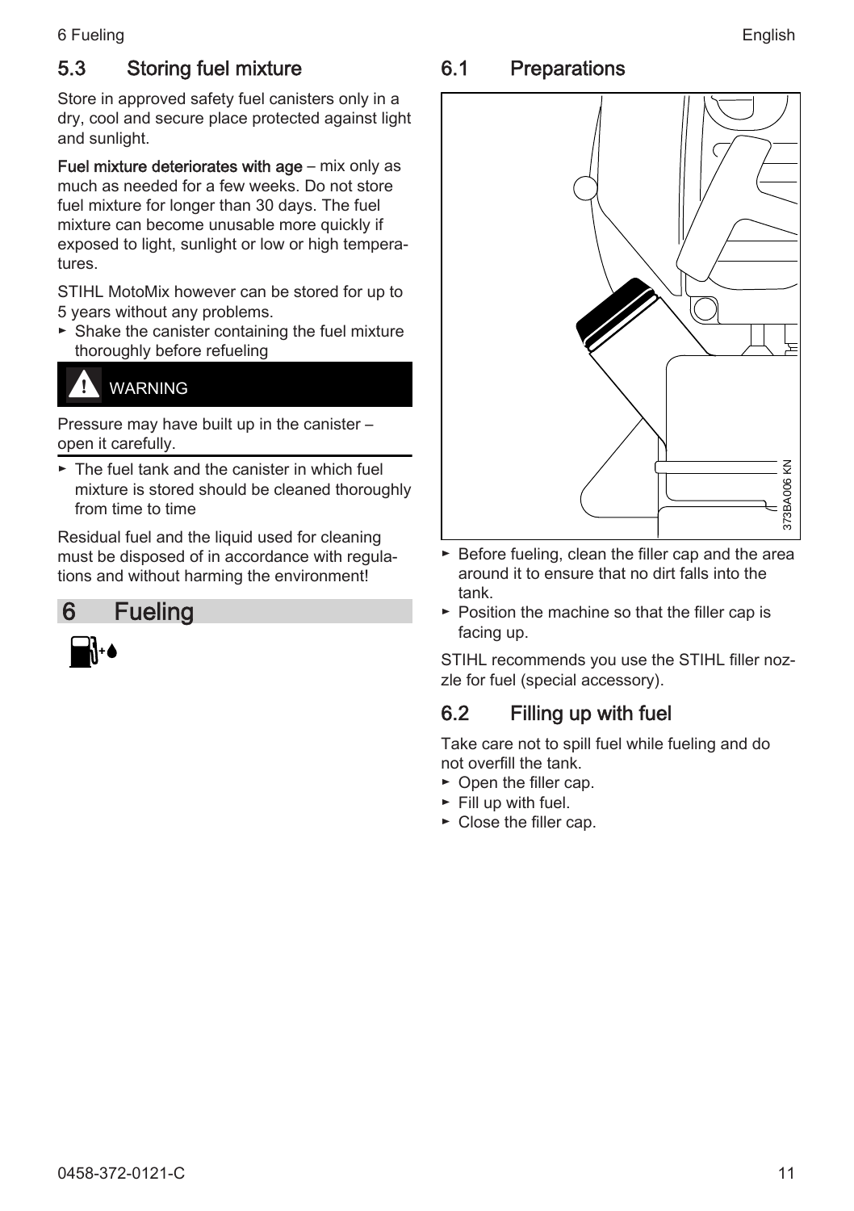## 5.3 Storing fuel mixture

Store in approved safety fuel canisters only in a dry, cool and secure place protected against light and sunlight.

**Fuel mixture deteriorates with age** – mix only as much as needed for a few weeks. Do not store fuel mixture for longer than 30 days. The fuel mixture can become unusable more quickly if exposed to light, sunlight or low or high temperatures.

STIHL MotoMix however can be stored for up to 5 years without any problems.

- ► Shake the canister containing the fuel mixture thoroughly before refueling

**WARNING**

Pressure may have built up in the canister – open it carefully.

- ► The fuel tank and the canister in which fuel mixture is stored should be cleaned thoroughly from time to time

Residual fuel and the liquid used for cleaning must be disposed of in accordance with regulations and without harming the environment!

# 6 Fueling

## 6.1 Preparations

373BA006 KN

- ► Before fueling, clean the filler cap and the area around it to ensure that no dirt falls into the tank.
- ► Position the machine so that the filler cap is facing up.

STIHL recommends you use the STIHL filler nozzle for fuel (special accessory).

## 6.2 Filling up with fuel

Take care not to spill fuel while fueling and do not overfill the tank.

- ► Open the filler cap.
- ► Fill up with fuel.
- ► Close the filler cap.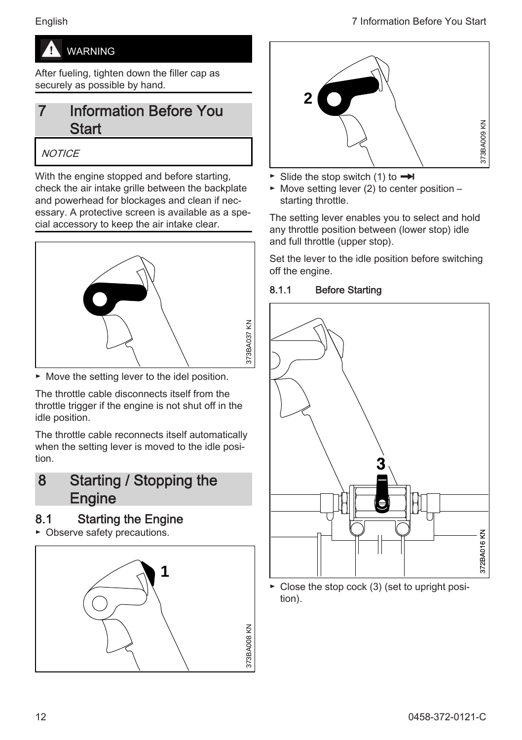**WARNING**

After fueling, tighten down the filler cap as securely as possible by hand.

# 7 Information Before You Start

*NOTICE*

With the engine stopped and before starting, check the air intake grille between the backplate and powerhead for blockages and clean if necessary. A protective screen is available as a special accessory to keep the air intake clear.

373BA037 KN

- Move the setting lever to the idel position.

The throttle cable disconnects itself from the throttle trigger if the engine is not shut off in the idle position.

The throttle cable reconnects itself automatically when the setting lever is moved to the idle position.

# 8 Starting / Stopping the Engine

## 8.1 Starting the Engine

- Observe safety precautions.

373BA008 KN

373BA009 KN

- Slide the stop switch (1) to ➞I
- Move setting lever (2) to center position – starting throttle.

The setting lever enables you to select and hold any throttle position between (lower stop) idle and full throttle (upper stop).

Set the lever to the idle position before switching off the engine.

### 8.1.1 Before Starting

372BA016 KN

- Close the stop cock (3) (set to upright position).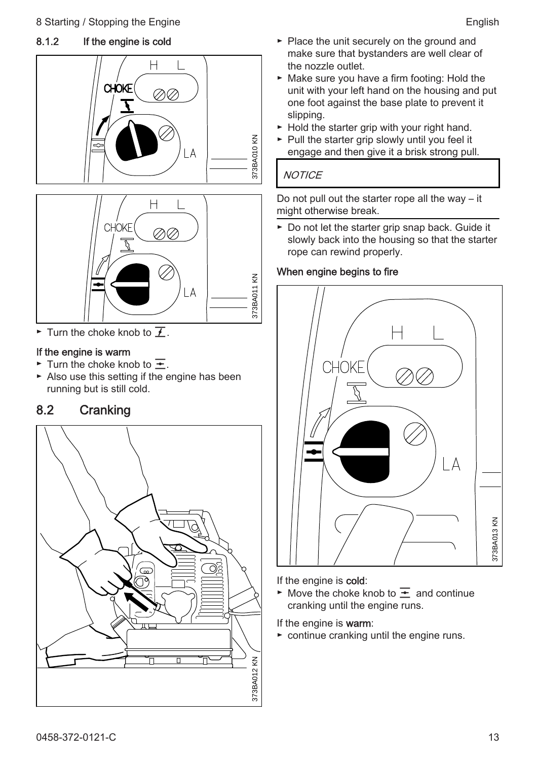### 8.1.2 If the engine is cold

- Turn the choke knob to ⌐.

#### If the engine is warm

- Turn the choke knob to ⊟.
- Also use this setting if the engine has been running but is still cold.

## 8.2 Cranking

- Place the unit securely on the ground and make sure that bystanders are well clear of the nozzle outlet.
- Make sure you have a firm footing: Hold the unit with your left hand on the housing and put one foot against the base plate to prevent it slipping.
- Hold the starter grip with your right hand.
- Pull the starter grip slowly until you feel it engage and then give it a brisk strong pull.

*NOTICE*

Do not pull out the starter rope all the way – it might otherwise break.

- Do not let the starter grip snap back. Guide it slowly back into the housing so that the starter rope can rewind properly.

#### When engine begins to fire

If the engine is **cold**:

- Move the choke knob to ⊟ and continue cranking until the engine runs.

If the engine is **warm**:

- continue cranking until the engine runs.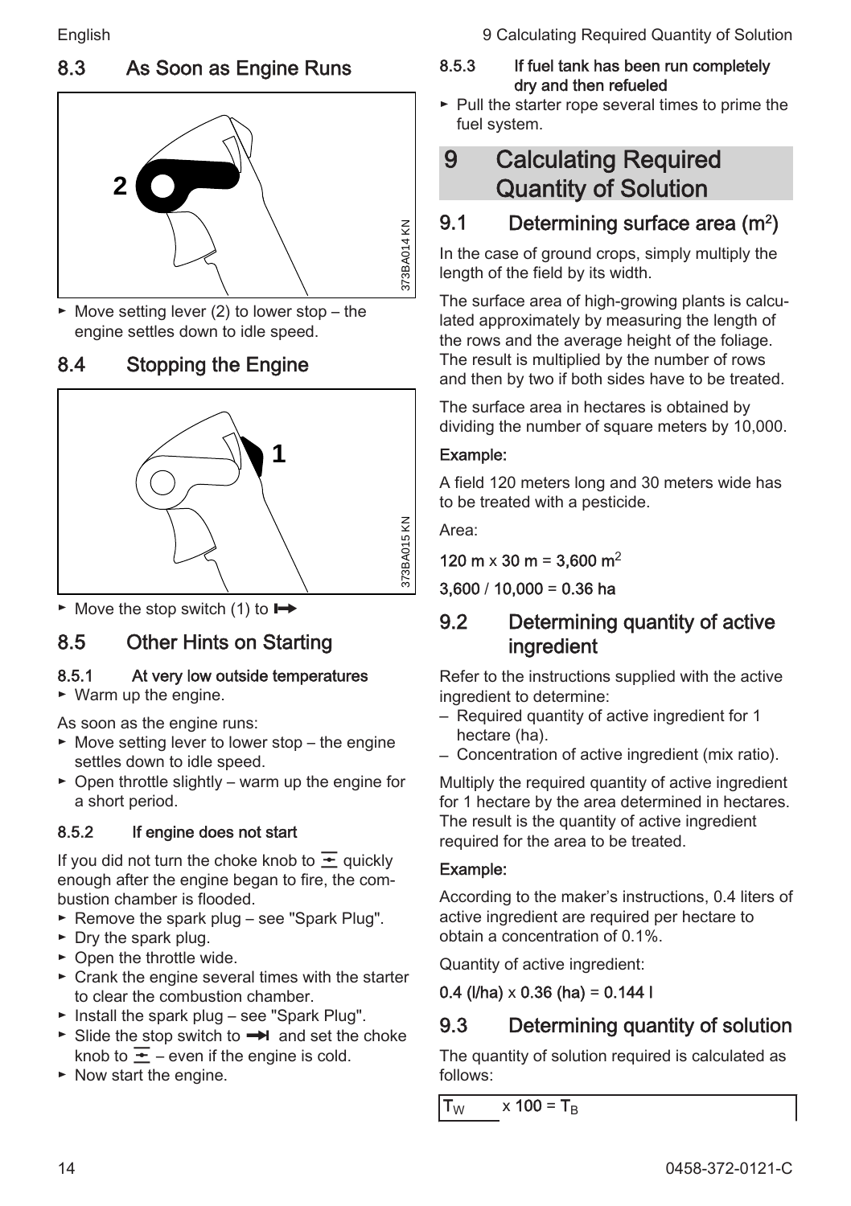## 8.3 As Soon as Engine Runs

2

373BA014 KN

► Move setting lever (2) to lower stop – the engine settles down to idle speed.

## 8.4 Stopping the Engine

1

373BA015 KN

► Move the stop switch (1) to ↦

## 8.5 Other Hints on Starting

#### 8.5.1 At very low outside temperatures

► Warm up the engine.

As soon as the engine runs:

► Move setting lever to lower stop – the engine settles down to idle speed.
► Open throttle slightly – warm up the engine for a short period.

#### 8.5.2 If engine does not start

If you did not turn the choke knob to ⊼ quickly enough after the engine began to fire, the combustion chamber is flooded.

► Remove the spark plug – see "Spark Plug".
► Dry the spark plug.
► Open the throttle wide.
► Crank the engine several times with the starter to clear the combustion chamber.
► Install the spark plug – see "Spark Plug".
► Slide the stop switch to ⇥ and set the choke knob to ⊼ – even if the engine is cold.
► Now start the engine.

#### 8.5.3 If fuel tank has been run completely dry and then refueled

► Pull the starter rope several times to prime the fuel system.

# 9 Calculating Required Quantity of Solution

## 9.1 Determining surface area ($m^2$)

In the case of ground crops, simply multiply the length of the field by its width.

The surface area of high-growing plants is calculated approximately by measuring the length of the rows and the average height of the foliage. The result is multiplied by the number of rows and then by two if both sides have to be treated.

The surface area in hectares is obtained by dividing the number of square meters by 10,000.

**Example:**

A field 120 meters long and 30 meters wide has to be treated with a pesticide.

Area:

**120 m** x **30 m** = **3,600 m**$^2$

**3,600** / **10,000** = **0.36 ha**

## 9.2 Determining quantity of active ingredient

Refer to the instructions supplied with the active ingredient to determine:

– Required quantity of active ingredient for 1 hectare (ha).
– Concentration of active ingredient (mix ratio).

Multiply the required quantity of active ingredient for 1 hectare by the area determined in hectares. The result is the quantity of active ingredient required for the area to be treated.

**Example:**

According to the maker's instructions, 0.4 liters of active ingredient are required per hectare to obtain a concentration of 0.1%.

Quantity of active ingredient:

**0.4 (l/ha)** x **0.36 (ha)** = **0.144 l**

## 9.3 Determining quantity of solution

The quantity of solution required is calculated as follows:

$T_W$ x **100** = $T_B$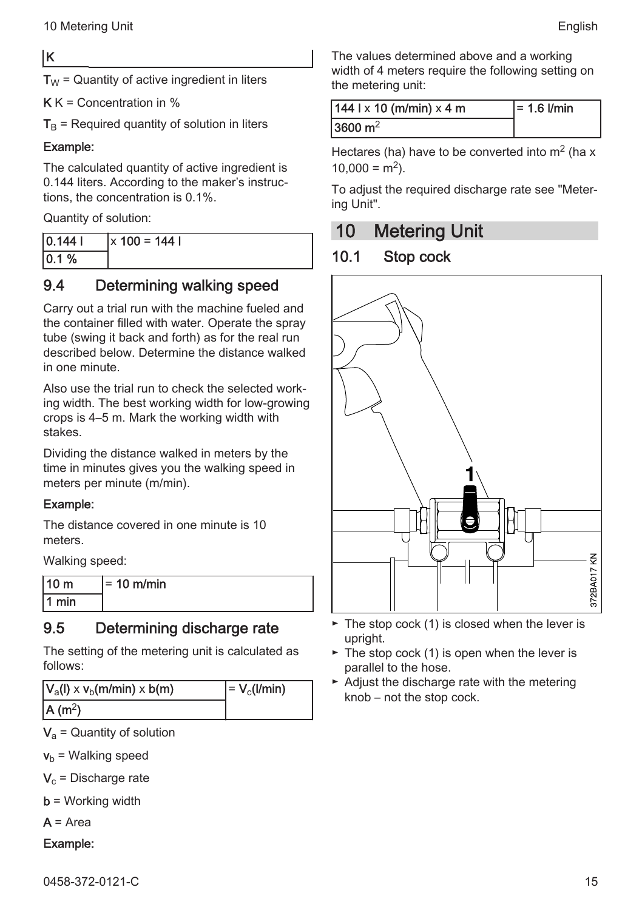K

$T_W$ = Quantity of active ingredient in liters

K K = Concentration in %

$T_B$ = Required quantity of solution in liters

**Example:**

The calculated quantity of active ingredient is 0.144 liters. According to the maker's instructions, the concentration is 0.1%.

Quantity of solution:

$$\frac{0.144\ l}{0.1\ \%} \times 100 = 144\ l$$

## 9.4 Determining walking speed

Carry out a trial run with the machine fueled and the container filled with water. Operate the spray tube (swing it back and forth) as for the real run described below. Determine the distance walked in one minute.

Also use the trial run to check the selected working width. The best working width for low-growing crops is 4–5 m. Mark the working width with stakes.

Dividing the distance walked in meters by the time in minutes gives you the walking speed in meters per minute (m/min).

**Example:**

The distance covered in one minute is 10 meters.

Walking speed:

$$\frac{10\ m}{1\ min} = 10\ m/min$$

## 9.5 Determining discharge rate

The setting of the metering unit is calculated as follows:

$$\frac{V_a(l) \times v_b(m/min) \times b(m)}{A\ (m^2)} = V_c(l/min)$$

$V_a$ = Quantity of solution

$v_b$ = Walking speed

$V_c$ = Discharge rate

b = Working width

A = Area

**Example:**

The values determined above and a working width of 4 meters require the following setting on the metering unit:

$$\frac{144\ l \times 10\ (m/min) \times 4\ m}{3600\ m^2} = 1.6\ l/min$$

Hectares (ha) have to be converted into $m^2$ (ha x 10,000 = $m^2$).

To adjust the required discharge rate see "Metering Unit".

# 10 Metering Unit

## 10.1 Stop cock

- The stop cock (1) is closed when the lever is upright.
- The stop cock (1) is open when the lever is parallel to the hose.
- Adjust the discharge rate with the metering knob – not the stop cock.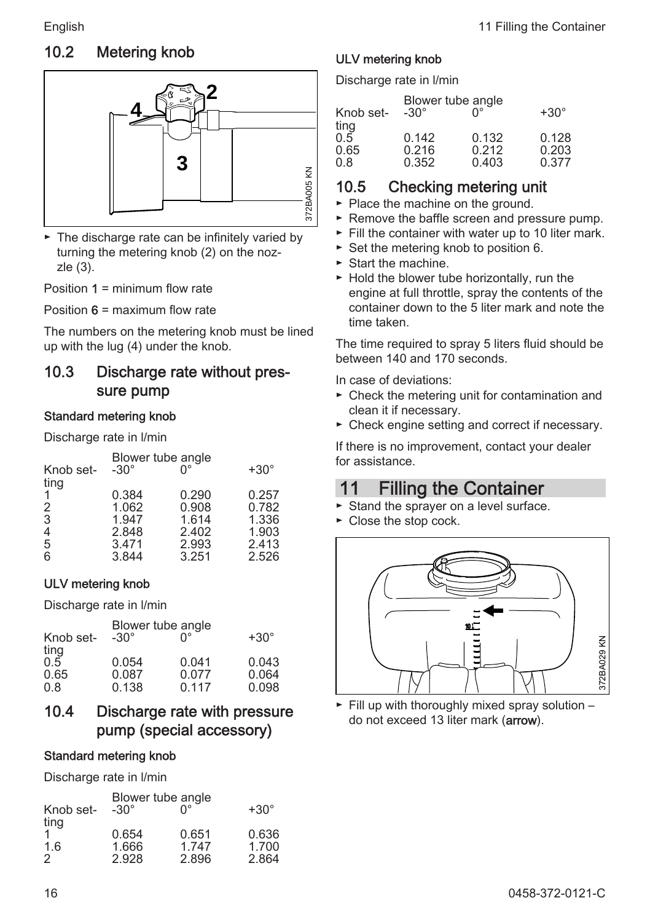## 10.2 Metering knob

- The discharge rate can be infinitely varied by turning the metering knob (2) on the nozzle (3).

Position **1** = minimum flow rate

Position **6** = maximum flow rate

The numbers on the metering knob must be lined up with the lug (4) under the knob.

## 10.3 Discharge rate without pressure pump

**Standard metering knob**

Discharge rate in l/min

| Knob setting | Blower tube angle -30° | 0° | +30° |
|---|---|---|---|
| 1 | 0.384 | 0.290 | 0.257 |
| 2 | 1.062 | 0.908 | 0.782 |
| 3 | 1.947 | 1.614 | 1.336 |
| 4 | 2.848 | 2.402 | 1.903 |
| 5 | 3.471 | 2.993 | 2.413 |
| 6 | 3.844 | 3.251 | 2.526 |

**ULV metering knob**

Discharge rate in l/min

| Knob setting | Blower tube angle -30° | 0° | +30° |
|---|---|---|---|
| 0.5 | 0.054 | 0.041 | 0.043 |
| 0.65 | 0.087 | 0.077 | 0.064 |
| 0.8 | 0.138 | 0.117 | 0.098 |

## 10.4 Discharge rate with pressure pump (special accessory)

**Standard metering knob**

Discharge rate in l/min

| Knob setting | Blower tube angle -30° | 0° | +30° |
|---|---|---|---|
| 1 | 0.654 | 0.651 | 0.636 |
| 1.6 | 1.666 | 1.747 | 1.700 |
| 2 | 2.928 | 2.896 | 2.864 |

**ULV metering knob**

Discharge rate in l/min

| Knob setting | Blower tube angle -30° | 0° | +30° |
|---|---|---|---|
| 0.5 | 0.142 | 0.132 | 0.128 |
| 0.65 | 0.216 | 0.212 | 0.203 |
| 0.8 | 0.352 | 0.403 | 0.377 |

## 10.5 Checking metering unit

- Place the machine on the ground.
- Remove the baffle screen and pressure pump.
- Fill the container with water up to 10 liter mark.
- Set the metering knob to position 6.
- Start the machine.
- Hold the blower tube horizontally, run the engine at full throttle, spray the contents of the container down to the 5 liter mark and note the time taken.

The time required to spray 5 liters fluid should be between 140 and 170 seconds.

In case of deviations:

- Check the metering unit for contamination and clean it if necessary.
- Check engine setting and correct if necessary.

If there is no improvement, contact your dealer for assistance.

# 11 Filling the Container

- Stand the sprayer on a level surface.
- Close the stop cock.

- Fill up with thoroughly mixed spray solution – do not exceed 13 liter mark (**arrow**).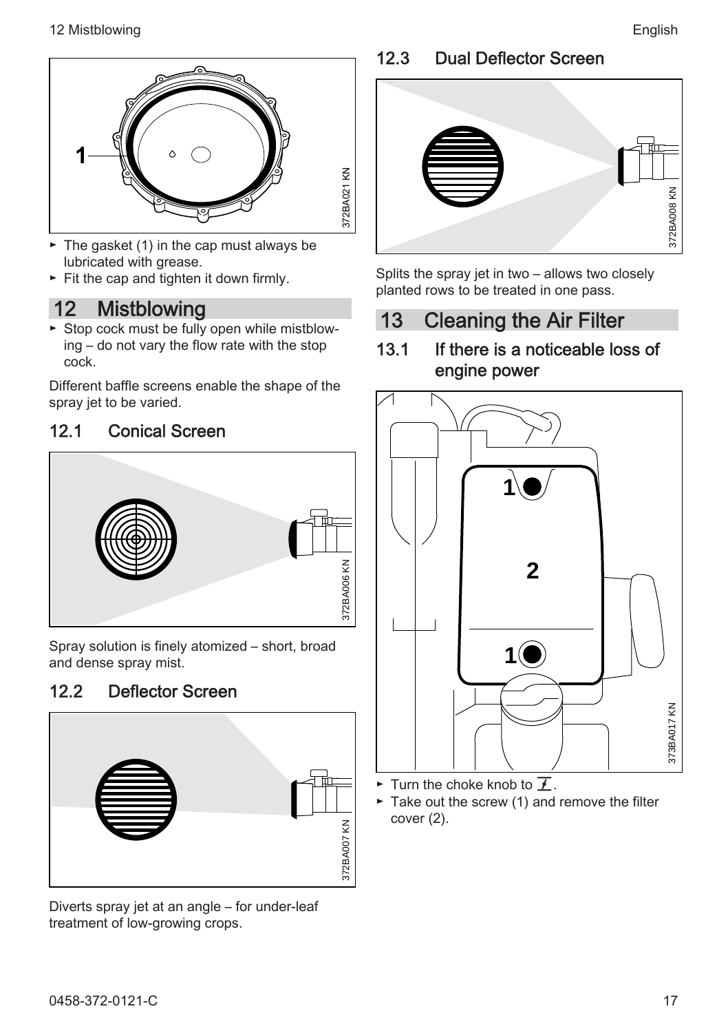- The gasket (1) in the cap must always be lubricated with grease.
- Fit the cap and tighten it down firmly.

# 12 Mistblowing

- Stop cock must be fully open while mistblowing – do not vary the flow rate with the stop cock.

Different baffle screens enable the shape of the spray jet to be varied.

## 12.1 Conical Screen

Spray solution is finely atomized – short, broad and dense spray mist.

## 12.2 Deflector Screen

Diverts spray jet at an angle – for under-leaf treatment of low-growing crops.

## 12.3 Dual Deflector Screen

Splits the spray jet in two – allows two closely planted rows to be treated in one pass.

# 13 Cleaning the Air Filter

## 13.1 If there is a noticeable loss of engine power

- Turn the choke knob to ⚡.
- Take out the screw (1) and remove the filter cover (2).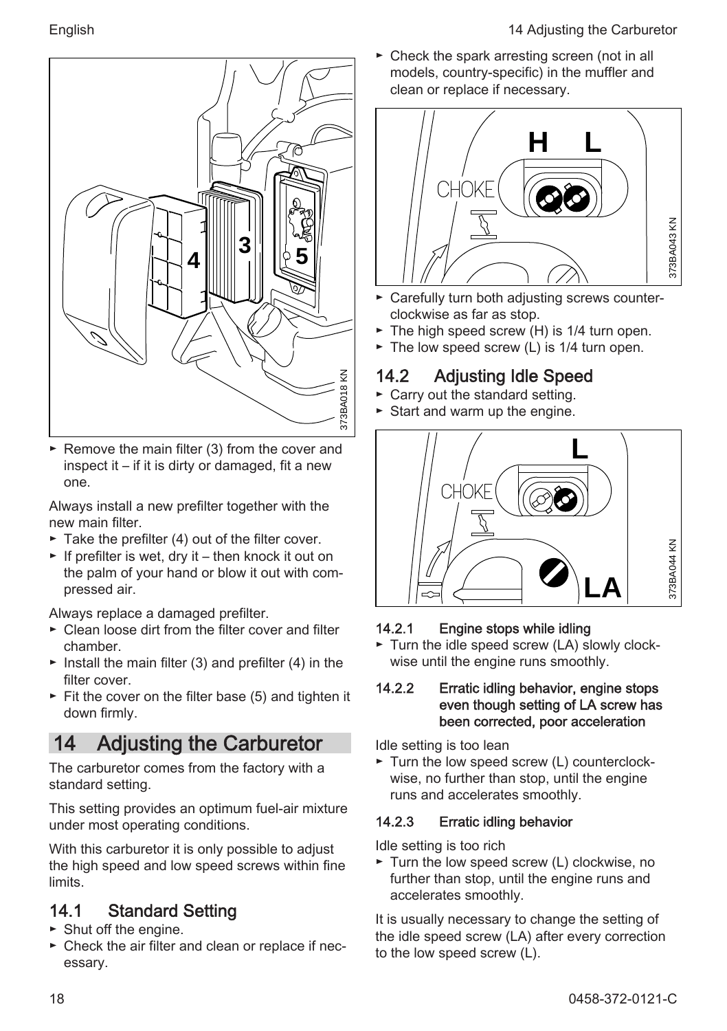- Remove the main filter (3) from the cover and inspect it – if it is dirty or damaged, fit a new one.

Always install a new prefilter together with the new main filter.

- Take the prefilter (4) out of the filter cover.
- If prefilter is wet, dry it – then knock it out on the palm of your hand or blow it out with compressed air.

Always replace a damaged prefilter.

- Clean loose dirt from the filter cover and filter chamber.
- Install the main filter (3) and prefilter (4) in the filter cover.
- Fit the cover on the filter base (5) and tighten it down firmly.

# 14 Adjusting the Carburetor

The carburetor comes from the factory with a standard setting.

This setting provides an optimum fuel-air mixture under most operating conditions.

With this carburetor it is only possible to adjust the high speed and low speed screws within fine limits.

## 14.1 Standard Setting

- Shut off the engine.
- Check the air filter and clean or replace if necessary.
- Check the spark arresting screen (not in all models, country-specific) in the muffler and clean or replace if necessary.
- Carefully turn both adjusting screws counterclockwise as far as stop.
- The high speed screw (H) is 1/4 turn open.
- The low speed screw (L) is 1/4 turn open.

## 14.2 Adjusting Idle Speed

- Carry out the standard setting.
- Start and warm up the engine.

### 14.2.1 Engine stops while idling

- Turn the idle speed screw (LA) slowly clockwise until the engine runs smoothly.

### 14.2.2 Erratic idling behavior, engine stops even though setting of LA screw has been corrected, poor acceleration

Idle setting is too lean

- Turn the low speed screw (L) counterclockwise, no further than stop, until the engine runs and accelerates smoothly.

### 14.2.3 Erratic idling behavior

Idle setting is too rich

- Turn the low speed screw (L) clockwise, no further than stop, until the engine runs and accelerates smoothly.

It is usually necessary to change the setting of the idle speed screw (LA) after every correction to the low speed screw (L).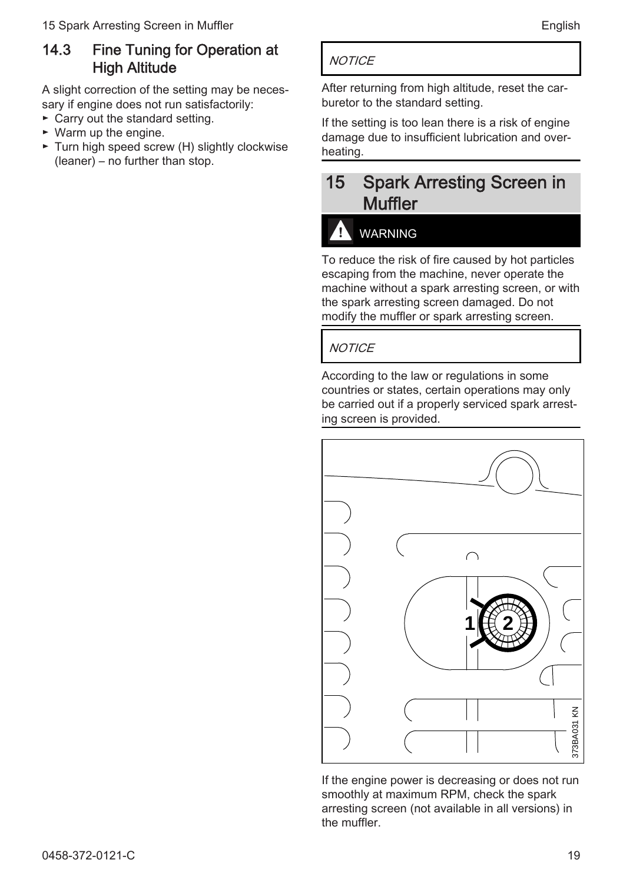## 14.3 Fine Tuning for Operation at High Altitude

A slight correction of the setting may be necessary if engine does not run satisfactorily:

- ► Carry out the standard setting.
- ► Warm up the engine.
- ► Turn high speed screw (H) slightly clockwise (leaner) – no further than stop.

*NOTICE*

After returning from high altitude, reset the carburetor to the standard setting.

If the setting is too lean there is a risk of engine damage due to insufficient lubrication and overheating.

# 15 Spark Arresting Screen in Muffler

**WARNING**

To reduce the risk of fire caused by hot particles escaping from the machine, never operate the machine without a spark arresting screen, or with the spark arresting screen damaged. Do not modify the muffler or spark arresting screen.

*NOTICE*

According to the law or regulations in some countries or states, certain operations may only be carried out if a properly serviced spark arresting screen is provided.

If the engine power is decreasing or does not run smoothly at maximum RPM, check the spark arresting screen (not available in all versions) in the muffler.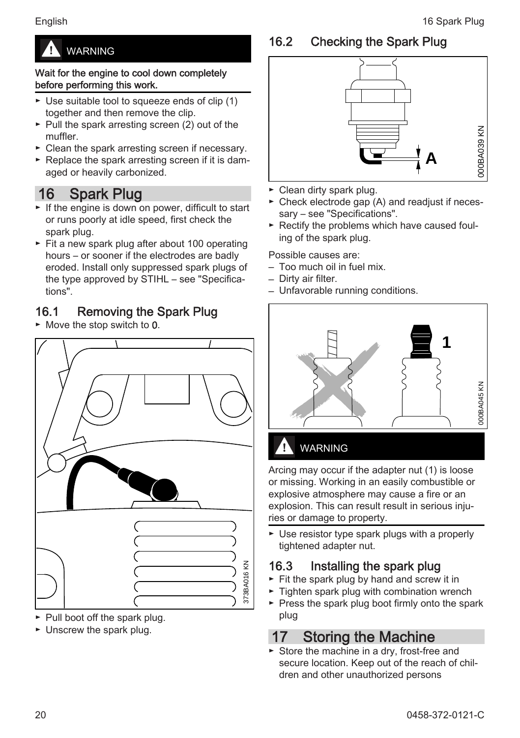> **WARNING**
>
> **Wait for the engine to cool down completely before performing this work.**

- Use suitable tool to squeeze ends of clip (1) together and then remove the clip.
- Pull the spark arresting screen (2) out of the muffler.
- Clean the spark arresting screen if necessary.
- Replace the spark arresting screen if it is damaged or heavily carbonized.

# 16 Spark Plug

- If the engine is down on power, difficult to start or runs poorly at idle speed, first check the spark plug.
- Fit a new spark plug after about 100 operating hours – or sooner if the electrodes are badly eroded. Install only suppressed spark plugs of the type approved by STIHL – see "Specifications".

## 16.1 Removing the Spark Plug

- Move the stop switch to **0**.
- Pull boot off the spark plug.
- Unscrew the spark plug.

## 16.2 Checking the Spark Plug

- Clean dirty spark plug.
- Check electrode gap (A) and readjust if necessary – see "Specifications".
- Rectify the problems which have caused fouling of the spark plug.

Possible causes are:

- Too much oil in fuel mix.
- Dirty air filter.
- Unfavorable running conditions.

> **WARNING**
>
> Arcing may occur if the adapter nut (1) is loose or missing. Working in an easily combustible or explosive atmosphere may cause a fire or an explosion. This can result result in serious injuries or damage to property.

- Use resistor type spark plugs with a properly tightened adapter nut.

## 16.3 Installing the spark plug

- Fit the spark plug by hand and screw it in
- Tighten spark plug with combination wrench
- Press the spark plug boot firmly onto the spark plug

# 17 Storing the Machine

- Store the machine in a dry, frost-free and secure location. Keep out of the reach of children and other unauthorized persons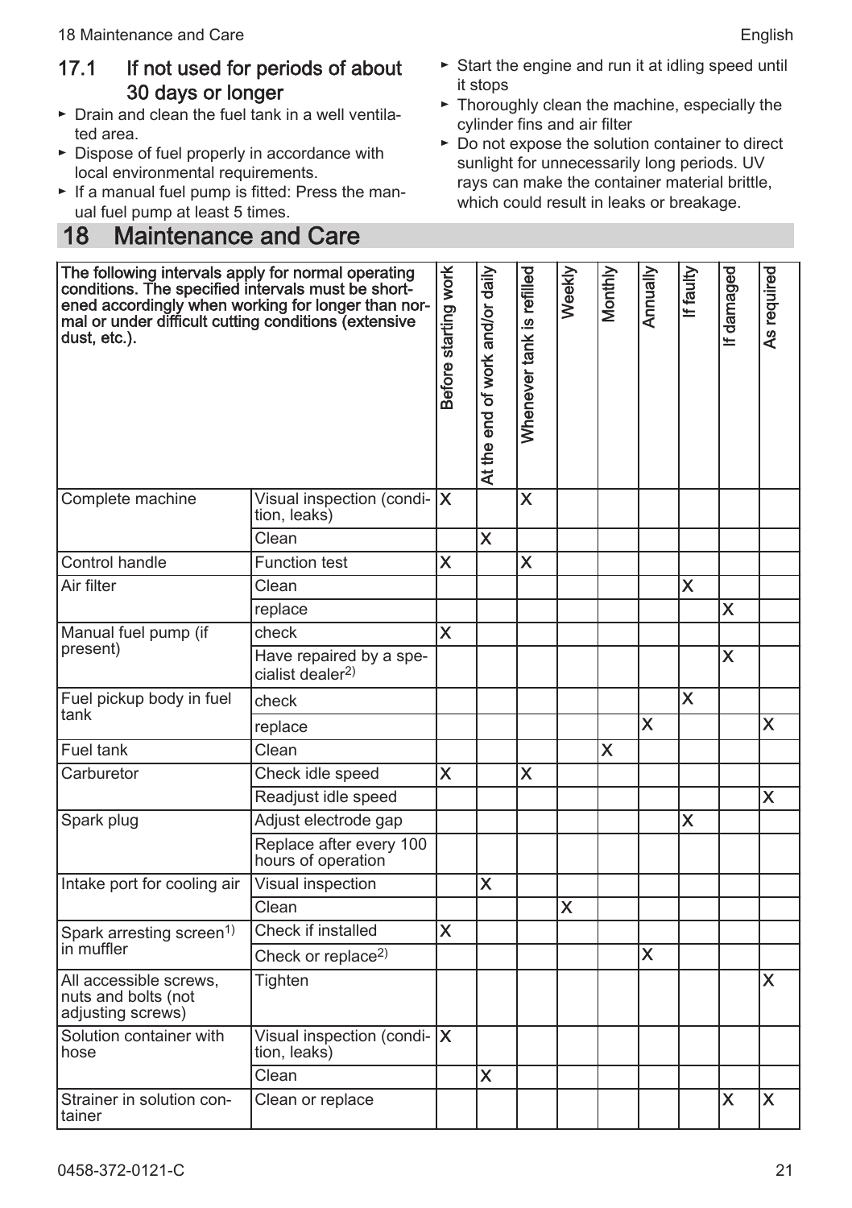## 17.1 If not used for periods of about 30 days or longer

- Drain and clean the fuel tank in a well ventilated area.
- Dispose of fuel properly in accordance with local environmental requirements.
- If a manual fuel pump is fitted: Press the manual fuel pump at least 5 times.
- Start the engine and run it at idling speed until it stops
- Thoroughly clean the machine, especially the cylinder fins and air filter
- Do not expose the solution container to direct sunlight for unnecessarily long periods. UV rays can make the container material brittle, which could result in leaks or breakage.

# 18 Maintenance and Care

| The following intervals apply for normal operating conditions. The specified intervals must be shortened accordingly when working for longer than normal or under difficult cutting conditions (extensive dust, etc.). | | Before starting work | At the end of work and/or daily | Whenever tank is refilled | Weekly | Monthly | Annually | If faulty | If damaged | As required |
|---|---|---|---|---|---|---|---|---|---|---|
| Complete machine | Visual inspection (condition, leaks) | X | | X | | | | | | |
| | Clean | | X | | | | | | | |
| Control handle | Function test | X | | X | | | | | | |
| Air filter | Clean | | | | | | | X | | |
| | replace | | | | | | | | X | |
| Manual fuel pump (if present) | check | X | | | | | | | | |
| | Have repaired by a specialist dealer[2)] | | | | | | | | X | |
| Fuel pickup body in fuel tank | check | | | | | | | X | | |
| | replace | | | | | | X | | | X |
| Fuel tank | Clean | | | | | X | | | | |
| Carburetor | Check idle speed | X | | X | | | | | | |
| | Readjust idle speed | | | | | | | | | X |
| Spark plug | Adjust electrode gap | | | | | | | X | | |
| | Replace after every 100 hours of operation | | | | | | | | | |
| Intake port for cooling air | Visual inspection | | X | | | | | | | |
| | Clean | | | | X | | | | | |
| Spark arresting screen[1)] in muffler | Check if installed | X | | | | | | | | |
| | Check or replace[2)] | | | | | | X | | | |
| All accessible screws, nuts and bolts (not adjusting screws) | Tighten | | | | | | | | | X |
| Solution container with hose | Visual inspection (condition, leaks) | X | | | | | | | | |
| | Clean | | X | | | | | | | |
| Strainer in solution container | Clean or replace | | | | | | | | X | X |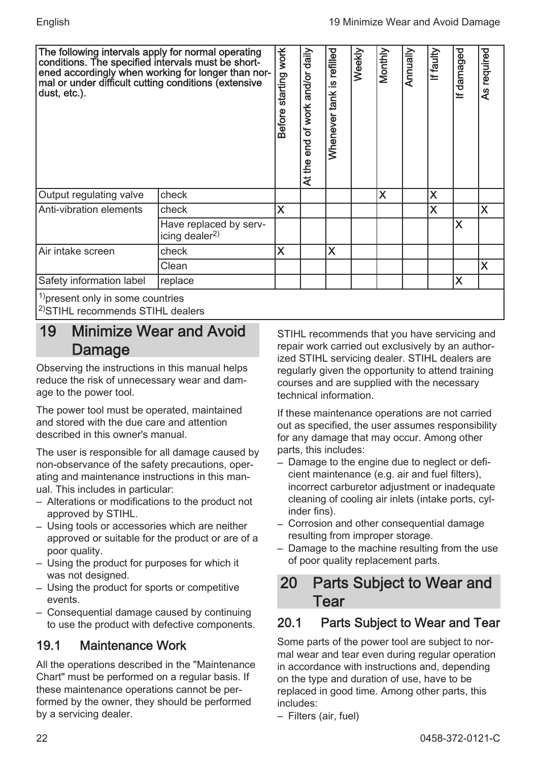| The following intervals apply for normal operating conditions. The specified intervals must be shortened accordingly when working for longer than normal or under difficult cutting conditions (extensive dust, etc.). | | Before starting work | At the end of work and/or daily | Whenever tank is refilled | Weekly | Monthly | Annually | If faulty | If damaged | As required |
|---|---|---|---|---|---|---|---|---|---|---|
| Output regulating valve | check | | | | | X | | X | | |
| Anti-vibration elements | check | X | | | | | | X | | X |
| | Have replaced by servicing dealer[2)] | | | | | | | | X | |
| Air intake screen | check | X | | X | | | | | | |
| | Clean | | | | | | | | | X |
| Safety information label | replace | | | | | | | | X | |

[1)]present only in some countries
[2)]STIHL recommends STIHL dealers

# 19 Minimize Wear and Avoid Damage

Observing the instructions in this manual helps reduce the risk of unnecessary wear and damage to the power tool.

The power tool must be operated, maintained and stored with the due care and attention described in this owner's manual.

The user is responsible for all damage caused by non-observance of the safety precautions, operating and maintenance instructions in this manual. This includes in particular:

– Alterations or modifications to the product not approved by STIHL.
– Using tools or accessories which are neither approved or suitable for the product or are of a poor quality.
– Using the product for purposes for which it was not designed.
– Using the product for sports or competitive events.
– Consequential damage caused by continuing to use the product with defective components.

## 19.1 Maintenance Work

All the operations described in the "Maintenance Chart" must be performed on a regular basis. If these maintenance operations cannot be performed by the owner, they should be performed by a servicing dealer.

STIHL recommends that you have servicing and repair work carried out exclusively by an authorized STIHL servicing dealer. STIHL dealers are regularly given the opportunity to attend training courses and are supplied with the necessary technical information.

If these maintenance operations are not carried out as specified, the user assumes responsibility for any damage that may occur. Among other parts, this includes:

– Damage to the engine due to neglect or deficient maintenance (e.g. air and fuel filters), incorrect carburetor adjustment or inadequate cleaning of cooling air inlets (intake ports, cylinder fins).
– Corrosion and other consequential damage resulting from improper storage.
– Damage to the machine resulting from the use of poor quality replacement parts.

# 20 Parts Subject to Wear and Tear

## 20.1 Parts Subject to Wear and Tear

Some parts of the power tool are subject to normal wear and tear even during regular operation in accordance with instructions and, depending on the type and duration of use, have to be replaced in good time. Among other parts, this includes:

– Filters (air, fuel)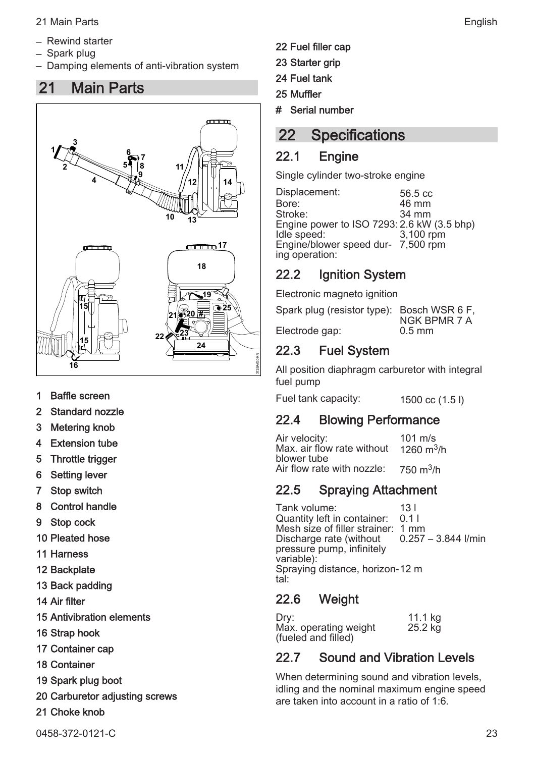- Rewind starter
- Spark plug
- Damping elements of anti-vibration system

# 21 Main Parts

1 Baffle screen
2 Standard nozzle
3 Metering knob
4 Extension tube
5 Throttle trigger
6 Setting lever
7 Stop switch
8 Control handle
9 Stop cock
10 Pleated hose
11 Harness
12 Backplate
13 Back padding
14 Air filter
15 Antivibration elements
16 Strap hook
17 Container cap
18 Container
19 Spark plug boot
20 Carburetor adjusting screws
21 Choke knob
22 Fuel filler cap
23 Starter grip
24 Fuel tank
25 Muffler
# Serial number

# 22 Specifications

## 22.1 Engine

Single cylinder two-stroke engine

| | |
|---|---|
| Displacement: | 56.5 cc |
| Bore: | 46 mm |
| Stroke: | 34 mm |
| Engine power to ISO 7293: | 2.6 kW (3.5 bhp) |
| Idle speed: | 3,100 rpm |
| Engine/blower speed during operation: | 7,500 rpm |

## 22.2 Ignition System

Electronic magneto ignition

| | |
|---|---|
| Spark plug (resistor type): | Bosch WSR 6 F, NGK BPMR 7 A |
| Electrode gap: | 0.5 mm |

## 22.3 Fuel System

All position diaphragm carburetor with integral fuel pump

| | |
|---|---|
| Fuel tank capacity: | 1500 cc (1.5 l) |

## 22.4 Blowing Performance

| | |
|---|---|
| Air velocity: | 101 m/s |
| Max. air flow rate without blower tube | 1260 $m^3$/h |
| Air flow rate with nozzle: | 750 $m^3$/h |

## 22.5 Spraying Attachment

| | |
|---|---|
| Tank volume: | 13 l |
| Quantity left in container: | 0.1 l |
| Mesh size of filler strainer: | 1 mm |
| Discharge rate (without pressure pump, infinitely variable): | 0.257 – 3.844 l/min |
| Spraying distance, horizontal: | 12 m |

## 22.6 Weight

| | |
|---|---|
| Dry: | 11.1 kg |
| Max. operating weight (fueled and filled) | 25.2 kg |

## 22.7 Sound and Vibration Levels

When determining sound and vibration levels, idling and the nominal maximum engine speed are taken into account in a ratio of 1:6.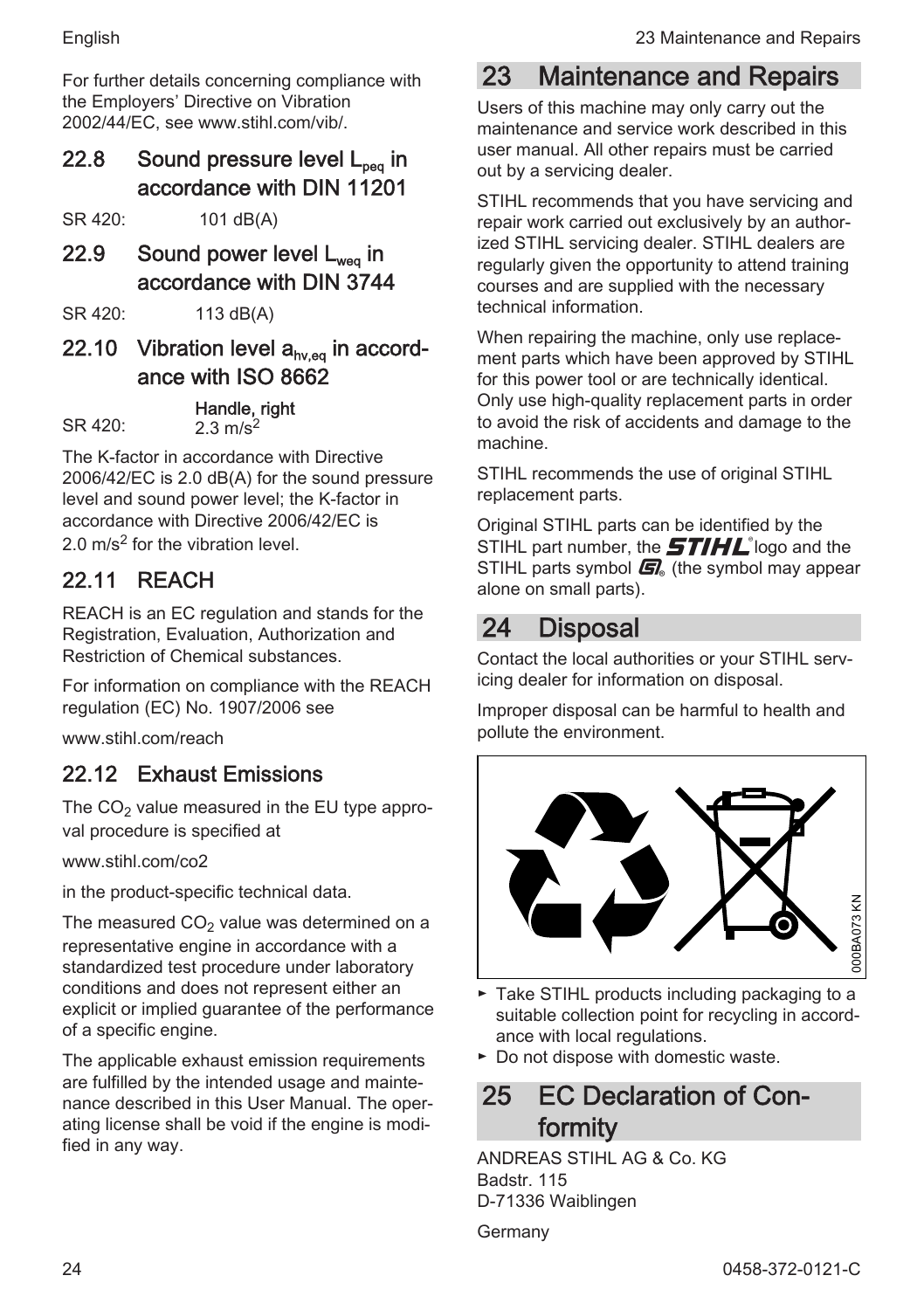For further details concerning compliance with the Employers' Directive on Vibration 2002/44/EC, see www.stihl.com/vib/.

## 22.8 Sound pressure level $L_{peq}$ in accordance with DIN 11201

SR 420: 101 dB(A)

## 22.9 Sound power level $L_{weq}$ in accordance with DIN 3744

SR 420: 113 dB(A)

## 22.10 Vibration level $a_{hv,eq}$ in accordance with ISO 8662

| | Handle, right |
|---|---|
| SR 420: | 2.3 $m/s^2$ |

The K-factor in accordance with Directive 2006/42/EC is 2.0 dB(A) for the sound pressure level and sound power level; the K-factor in accordance with Directive 2006/42/EC is 2.0 $m/s^2$ for the vibration level.

## 22.11 REACH

REACH is an EC regulation and stands for the Registration, Evaluation, Authorization and Restriction of Chemical substances.

For information on compliance with the REACH regulation (EC) No. 1907/2006 see

www.stihl.com/reach

## 22.12 Exhaust Emissions

The $CO_2$ value measured in the EU type approval procedure is specified at

www.stihl.com/co2

in the product-specific technical data.

The measured $CO_2$ value was determined on a representative engine in accordance with a standardized test procedure under laboratory conditions and does not represent either an explicit or implied guarantee of the performance of a specific engine.

The applicable exhaust emission requirements are fulfilled by the intended usage and maintenance described in this User Manual. The operating license shall be void if the engine is modified in any way.

# 23 Maintenance and Repairs

Users of this machine may only carry out the maintenance and service work described in this user manual. All other repairs must be carried out by a servicing dealer.

STIHL recommends that you have servicing and repair work carried out exclusively by an authorized STIHL servicing dealer. STIHL dealers are regularly given the opportunity to attend training courses and are supplied with the necessary technical information.

When repairing the machine, only use replacement parts which have been approved by STIHL for this power tool or are technically identical. Only use high-quality replacement parts in order to avoid the risk of accidents and damage to the machine.

STIHL recommends the use of original STIHL replacement parts.

Original STIHL parts can be identified by the STIHL part number, the STIHL logo and the STIHL parts symbol (the symbol may appear alone on small parts).

# 24 Disposal

Contact the local authorities or your STIHL servicing dealer for information on disposal.

Improper disposal can be harmful to health and pollute the environment.

000BA073 KN

- Take STIHL products including packaging to a suitable collection point for recycling in accordance with local regulations.
- Do not dispose with domestic waste.

# 25 EC Declaration of Conformity

ANDREAS STIHL AG & Co. KG
Badstr. 115
D-71336 Waiblingen

Germany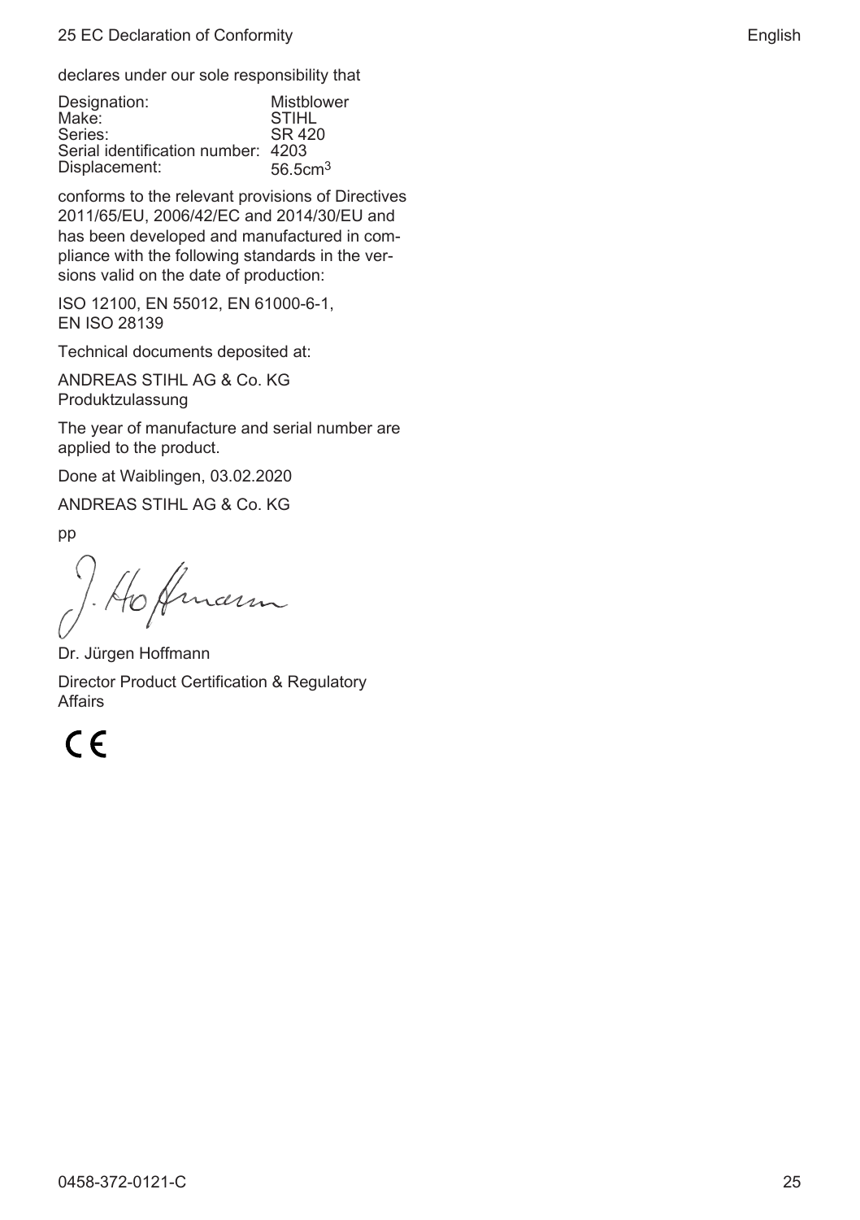declares under our sole responsibility that

| Designation: | Mistblower |
| --- | --- |
| Make: | STIHL |
| Series: | SR 420 |
| Serial identification number: | 4203 |
| Displacement: | 56.5cm$^3$ |

conforms to the relevant provisions of Directives 2011/65/EU, 2006/42/EC and 2014/30/EU and has been developed and manufactured in compliance with the following standards in the versions valid on the date of production:

ISO 12100, EN 55012, EN 61000-6-1, EN ISO 28139

Technical documents deposited at:

ANDREAS STIHL AG & Co. KG
Produktzulassung

The year of manufacture and serial number are applied to the product.

Done at Waiblingen, 03.02.2020

ANDREAS STIHL AG & Co. KG

pp

Dr. Jürgen Hoffmann

Director Product Certification & Regulatory Affairs

CE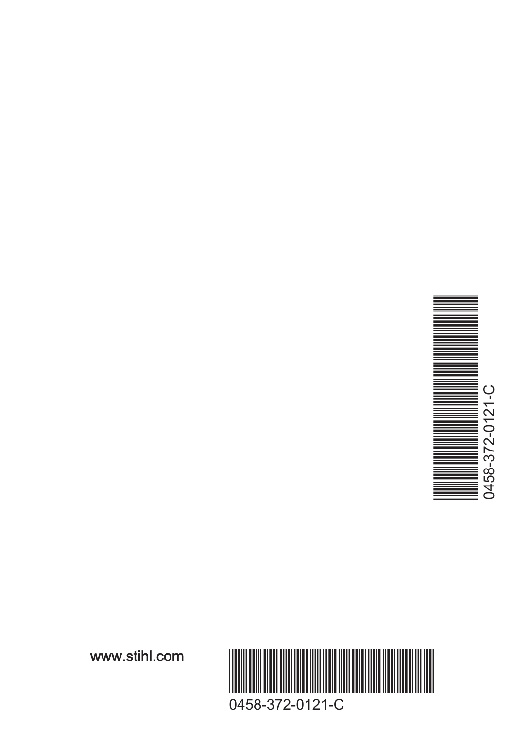0458-372-0121-C

www.stihl.com

0458-372-0121-C